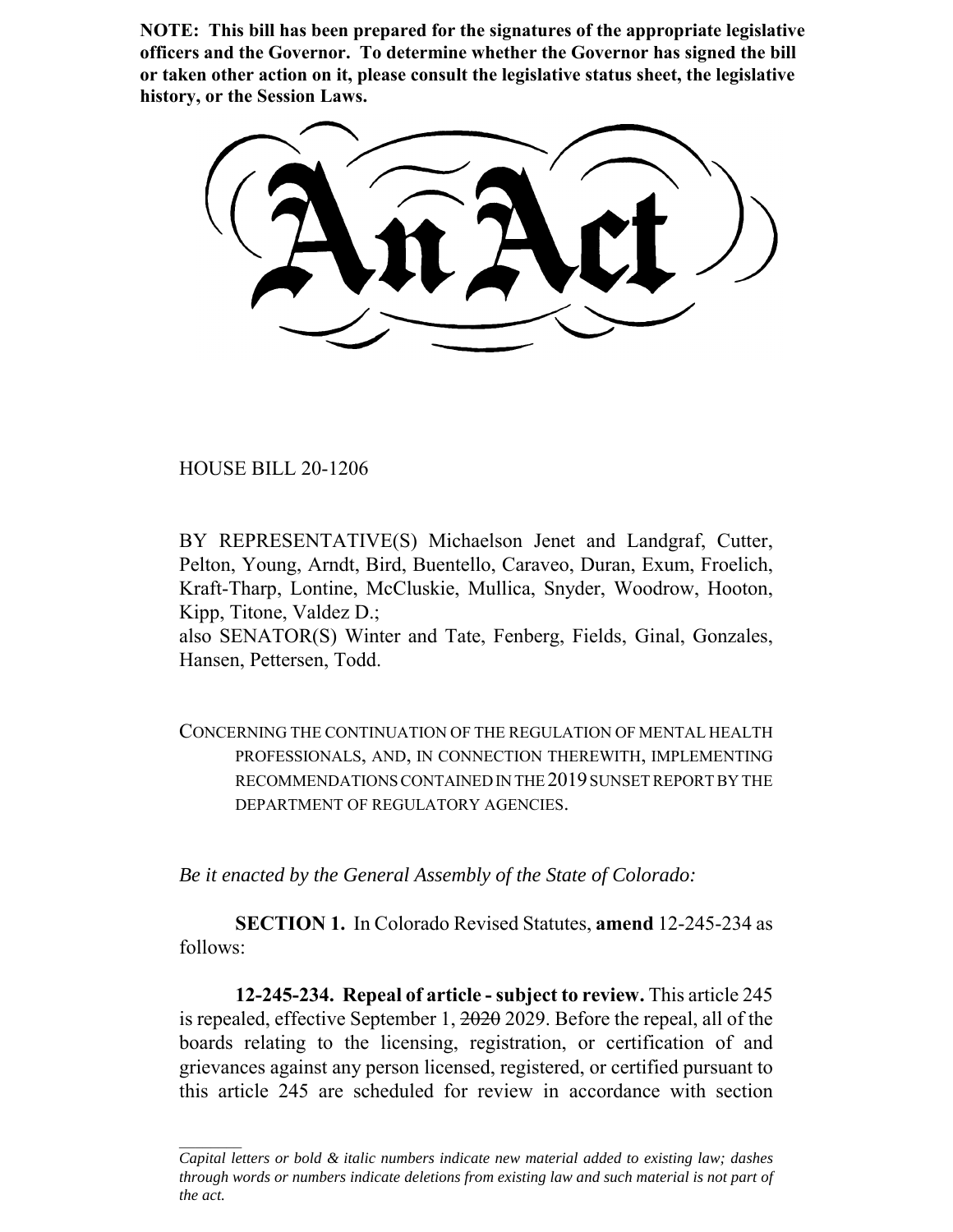**NOTE: This bill has been prepared for the signatures of the appropriate legislative officers and the Governor. To determine whether the Governor has signed the bill or taken other action on it, please consult the legislative status sheet, the legislative history, or the Session Laws.**

# An Act

HOUSE BILL 20-1206

BY REPRESENTATIVE(S) Michaelson Jenet and Landgraf, Cutter, Pelton, Young, Arndt, Bird, Buentello, Caraveo, Duran, Exum, Froelich, Kraft-Tharp, Lontine, McCluskie, Mullica, Snyder, Woodrow, Hooton, Kipp, Titone, Valdez D.;
also SENATOR(S) Winter and Tate, Fenberg, Fields, Ginal, Gonzales, Hansen, Pettersen, Todd.

CONCERNING THE CONTINUATION OF THE REGULATION OF MENTAL HEALTH PROFESSIONALS, AND, IN CONNECTION THEREWITH, IMPLEMENTING RECOMMENDATIONS CONTAINED IN THE 2019 SUNSET REPORT BY THE DEPARTMENT OF REGULATORY AGENCIES.

*Be it enacted by the General Assembly of the State of Colorado:*

**SECTION 1.** In Colorado Revised Statutes, **amend** 12-245-234 as follows:

**12-245-234. Repeal of article - subject to review.** This article 245 is repealed, effective September 1, ~~2020~~ 2029. Before the repeal, all of the boards relating to the licensing, registration, or certification of and grievances against any person licensed, registered, or certified pursuant to this article 245 are scheduled for review in accordance with section

*Capital letters or bold & italic numbers indicate new material added to existing law; dashes through words or numbers indicate deletions from existing law and such material is not part of the act.*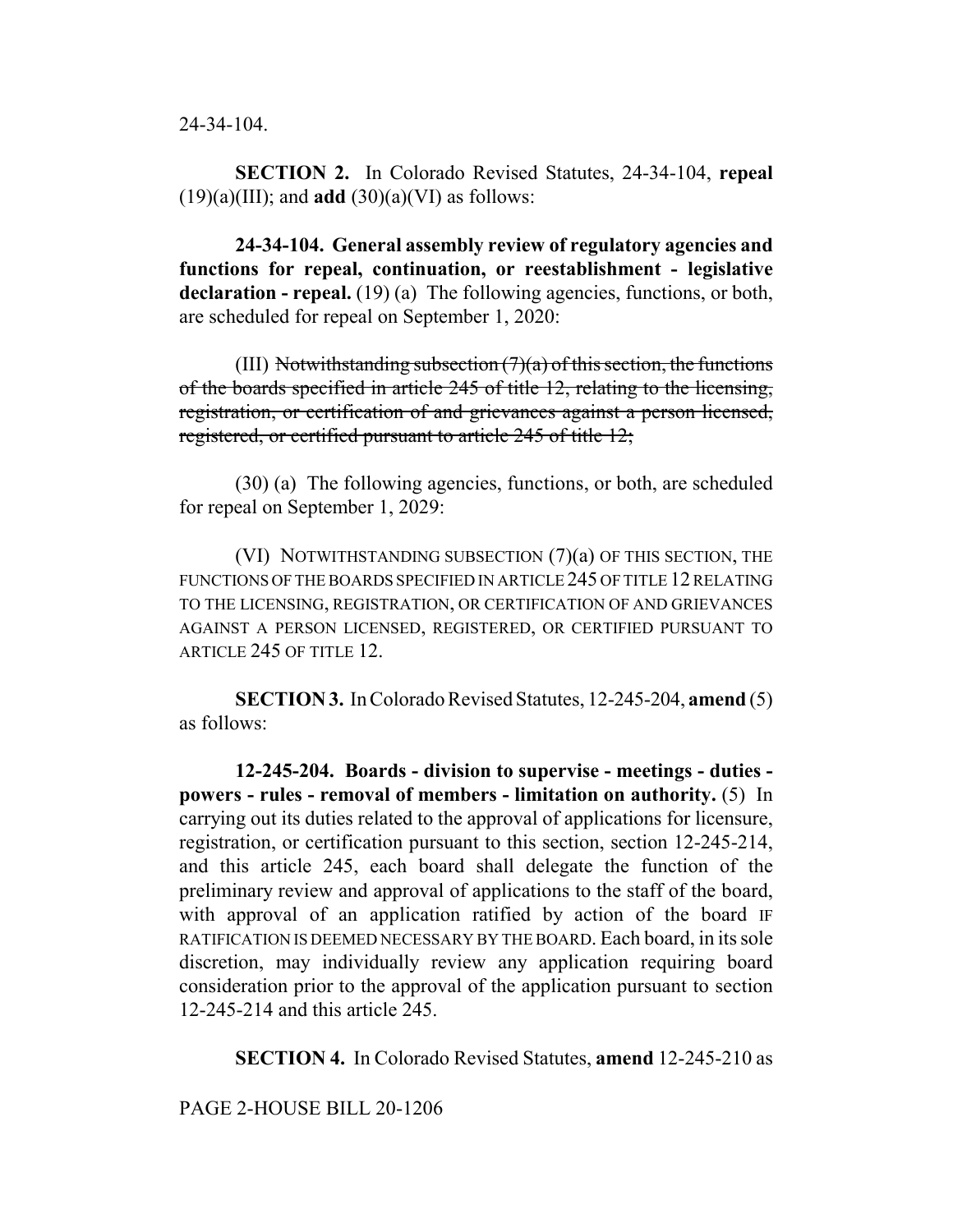24-34-104.

**SECTION 2.** In Colorado Revised Statutes, 24-34-104, **repeal** (19)(a)(III); and **add** (30)(a)(VI) as follows:

**24-34-104. General assembly review of regulatory agencies and functions for repeal, continuation, or reestablishment - legislative declaration - repeal.** (19) (a) The following agencies, functions, or both, are scheduled for repeal on September 1, 2020:

(III) ~~Notwithstanding subsection (7)(a) of this section, the functions of the boards specified in article 245 of title 12, relating to the licensing, registration, or certification of and grievances against a person licensed, registered, or certified pursuant to article 245 of title 12;~~

(30) (a) The following agencies, functions, or both, are scheduled for repeal on September 1, 2029:

(VI) NOTWITHSTANDING SUBSECTION (7)(a) OF THIS SECTION, THE FUNCTIONS OF THE BOARDS SPECIFIED IN ARTICLE 245 OF TITLE 12 RELATING TO THE LICENSING, REGISTRATION, OR CERTIFICATION OF AND GRIEVANCES AGAINST A PERSON LICENSED, REGISTERED, OR CERTIFIED PURSUANT TO ARTICLE 245 OF TITLE 12.

**SECTION 3.** In Colorado Revised Statutes, 12-245-204, **amend** (5) as follows:

**12-245-204. Boards - division to supervise - meetings - duties - powers - rules - removal of members - limitation on authority.** (5) In carrying out its duties related to the approval of applications for licensure, registration, or certification pursuant to this section, section 12-245-214, and this article 245, each board shall delegate the function of the preliminary review and approval of applications to the staff of the board, with approval of an application ratified by action of the board IF RATIFICATION IS DEEMED NECESSARY BY THE BOARD. Each board, in its sole discretion, may individually review any application requiring board consideration prior to the approval of the application pursuant to section 12-245-214 and this article 245.

**SECTION 4.** In Colorado Revised Statutes, **amend** 12-245-210 as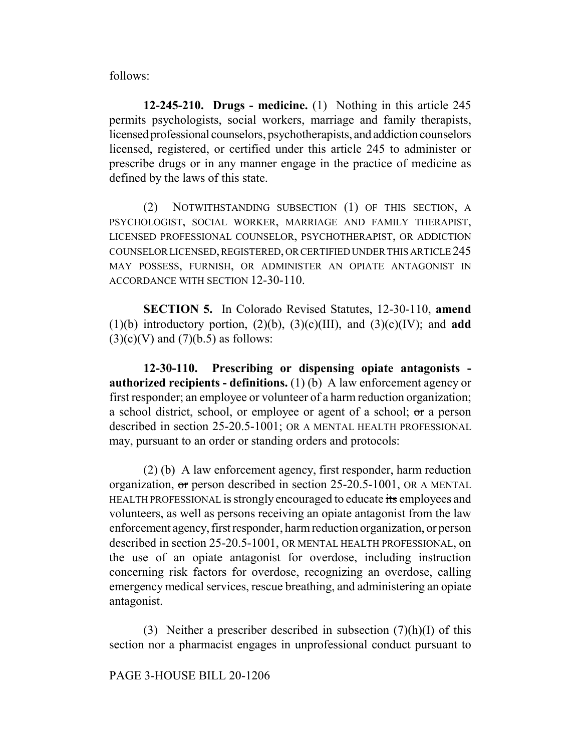follows:

**12-245-210. Drugs - medicine.** (1) Nothing in this article 245 permits psychologists, social workers, marriage and family therapists, licensed professional counselors, psychotherapists, and addiction counselors licensed, registered, or certified under this article 245 to administer or prescribe drugs or in any manner engage in the practice of medicine as defined by the laws of this state.

(2) NOTWITHSTANDING SUBSECTION (1) OF THIS SECTION, A PSYCHOLOGIST, SOCIAL WORKER, MARRIAGE AND FAMILY THERAPIST, LICENSED PROFESSIONAL COUNSELOR, PSYCHOTHERAPIST, OR ADDICTION COUNSELOR LICENSED, REGISTERED, OR CERTIFIED UNDER THIS ARTICLE 245 MAY POSSESS, FURNISH, OR ADMINISTER AN OPIATE ANTAGONIST IN ACCORDANCE WITH SECTION 12-30-110.

**SECTION 5.** In Colorado Revised Statutes, 12-30-110, **amend** (1)(b) introductory portion, (2)(b), (3)(c)(III), and (3)(c)(IV); and **add** (3)(c)(V) and (7)(b.5) as follows:

**12-30-110. Prescribing or dispensing opiate antagonists - authorized recipients - definitions.** (1) (b) A law enforcement agency or first responder; an employee or volunteer of a harm reduction organization; a school district, school, or employee or agent of a school; ~~or~~ a person described in section 25-20.5-1001; OR A MENTAL HEALTH PROFESSIONAL may, pursuant to an order or standing orders and protocols:

(2) (b) A law enforcement agency, first responder, harm reduction organization, ~~or~~ person described in section 25-20.5-1001, OR A MENTAL HEALTH PROFESSIONAL is strongly encouraged to educate ~~its~~ employees and volunteers, as well as persons receiving an opiate antagonist from the law enforcement agency, first responder, harm reduction organization, ~~or~~ person described in section 25-20.5-1001, OR MENTAL HEALTH PROFESSIONAL, on the use of an opiate antagonist for overdose, including instruction concerning risk factors for overdose, recognizing an overdose, calling emergency medical services, rescue breathing, and administering an opiate antagonist.

(3) Neither a prescriber described in subsection (7)(h)(I) of this section nor a pharmacist engages in unprofessional conduct pursuant to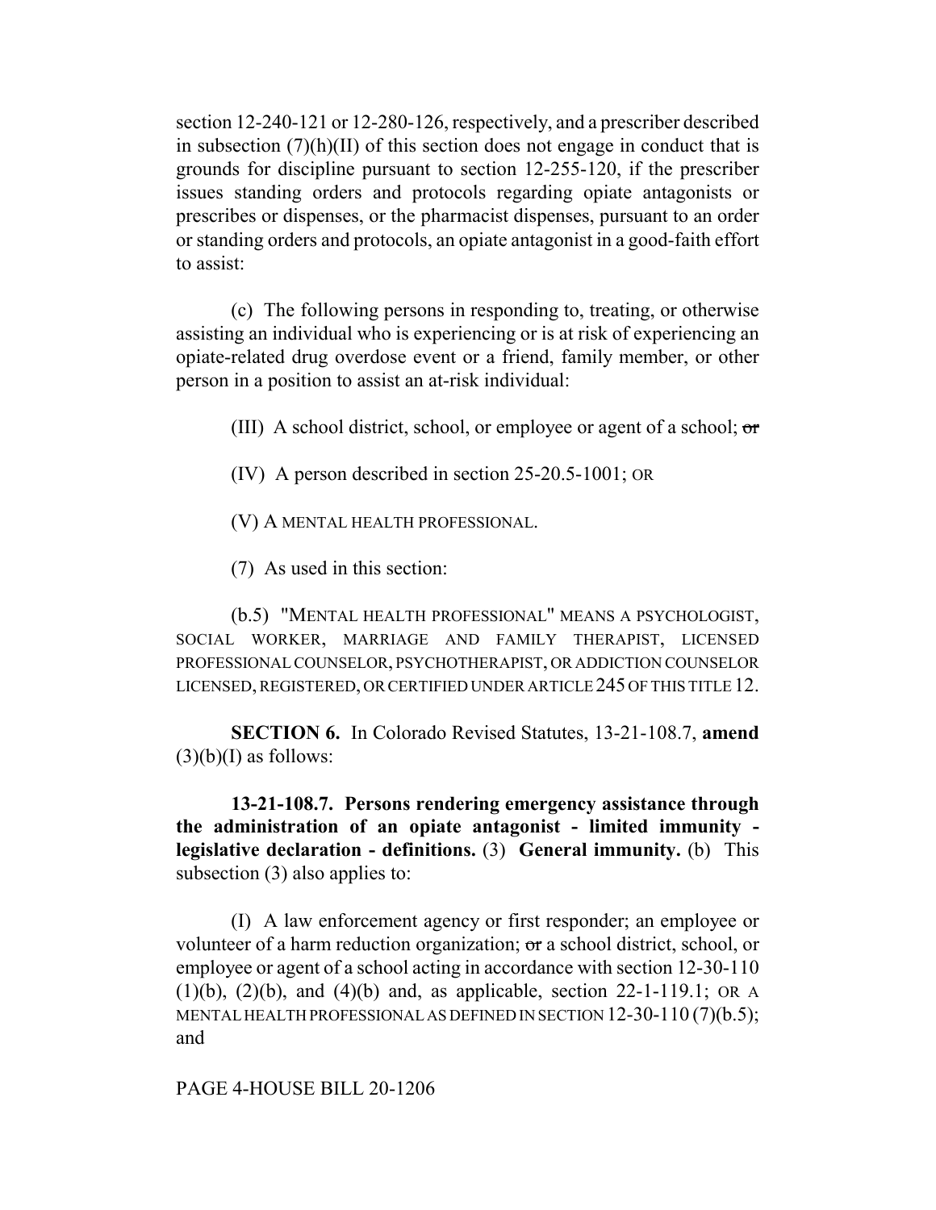section 12-240-121 or 12-280-126, respectively, and a prescriber described in subsection (7)(h)(II) of this section does not engage in conduct that is grounds for discipline pursuant to section 12-255-120, if the prescriber issues standing orders and protocols regarding opiate antagonists or prescribes or dispenses, or the pharmacist dispenses, pursuant to an order or standing orders and protocols, an opiate antagonist in a good-faith effort to assist:

(c) The following persons in responding to, treating, or otherwise assisting an individual who is experiencing or is at risk of experiencing an opiate-related drug overdose event or a friend, family member, or other person in a position to assist an at-risk individual:

(III) A school district, school, or employee or agent of a school; ~~or~~

(IV) A person described in section 25-20.5-1001; OR

(V) A MENTAL HEALTH PROFESSIONAL.

(7) As used in this section:

(b.5) "MENTAL HEALTH PROFESSIONAL" MEANS A PSYCHOLOGIST, SOCIAL WORKER, MARRIAGE AND FAMILY THERAPIST, LICENSED PROFESSIONAL COUNSELOR, PSYCHOTHERAPIST, OR ADDICTION COUNSELOR LICENSED, REGISTERED, OR CERTIFIED UNDER ARTICLE 245 OF THIS TITLE 12.

**SECTION 6.** In Colorado Revised Statutes, 13-21-108.7, **amend** (3)(b)(I) as follows:

**13-21-108.7. Persons rendering emergency assistance through the administration of an opiate antagonist - limited immunity - legislative declaration - definitions.** (3) **General immunity.** (b) This subsection (3) also applies to:

(I) A law enforcement agency or first responder; an employee or volunteer of a harm reduction organization; ~~or~~ a school district, school, or employee or agent of a school acting in accordance with section 12-30-110 (1)(b), (2)(b), and (4)(b) and, as applicable, section 22-1-119.1; OR A MENTAL HEALTH PROFESSIONAL AS DEFINED IN SECTION 12-30-110 (7)(b.5); and

PAGE 4-HOUSE BILL 20-1206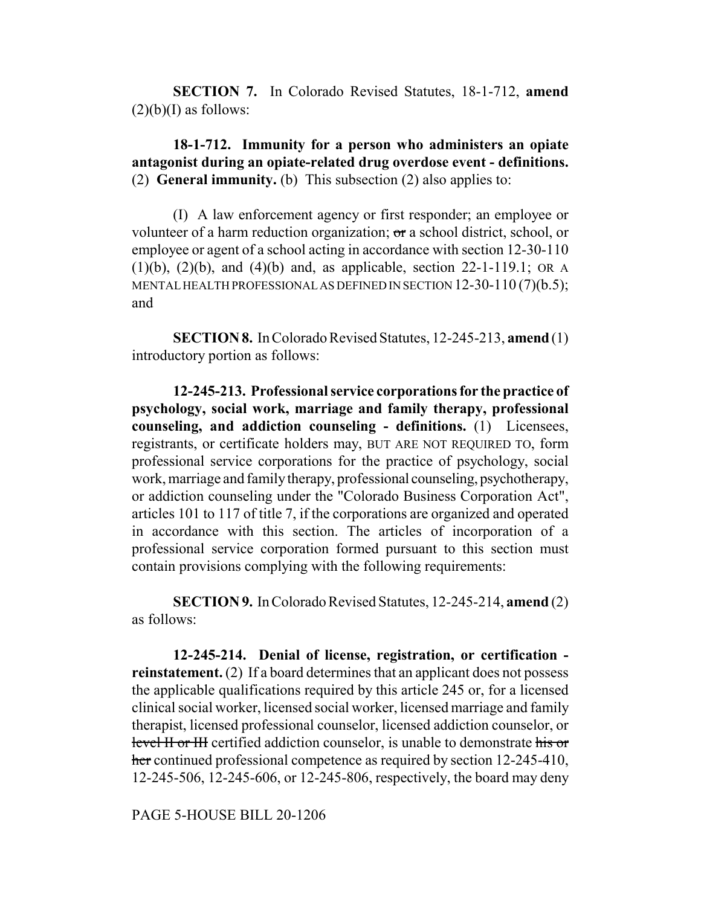**SECTION 7.** In Colorado Revised Statutes, 18-1-712, **amend** (2)(b)(I) as follows:

**18-1-712. Immunity for a person who administers an opiate antagonist during an opiate-related drug overdose event - definitions.** (2) **General immunity.** (b) This subsection (2) also applies to:

(I) A law enforcement agency or first responder; an employee or volunteer of a harm reduction organization; ~~or~~ a school district, school, or employee or agent of a school acting in accordance with section 12-30-110 (1)(b), (2)(b), and (4)(b) and, as applicable, section 22-1-119.1; OR A MENTAL HEALTH PROFESSIONAL AS DEFINED IN SECTION 12-30-110 (7)(b.5); and

**SECTION 8.** In Colorado Revised Statutes, 12-245-213, **amend** (1) introductory portion as follows:

**12-245-213. Professional service corporations for the practice of psychology, social work, marriage and family therapy, professional counseling, and addiction counseling - definitions.** (1) Licensees, registrants, or certificate holders may, BUT ARE NOT REQUIRED TO, form professional service corporations for the practice of psychology, social work, marriage and family therapy, professional counseling, psychotherapy, or addiction counseling under the "Colorado Business Corporation Act", articles 101 to 117 of title 7, if the corporations are organized and operated in accordance with this section. The articles of incorporation of a professional service corporation formed pursuant to this section must contain provisions complying with the following requirements:

**SECTION 9.** In Colorado Revised Statutes, 12-245-214, **amend** (2) as follows:

**12-245-214. Denial of license, registration, or certification - reinstatement.** (2) If a board determines that an applicant does not possess the applicable qualifications required by this article 245 or, for a licensed clinical social worker, licensed social worker, licensed marriage and family therapist, licensed professional counselor, licensed addiction counselor, or ~~level II or III~~ certified addiction counselor, is unable to demonstrate ~~his or her~~ continued professional competence as required by section 12-245-410, 12-245-506, 12-245-606, or 12-245-806, respectively, the board may deny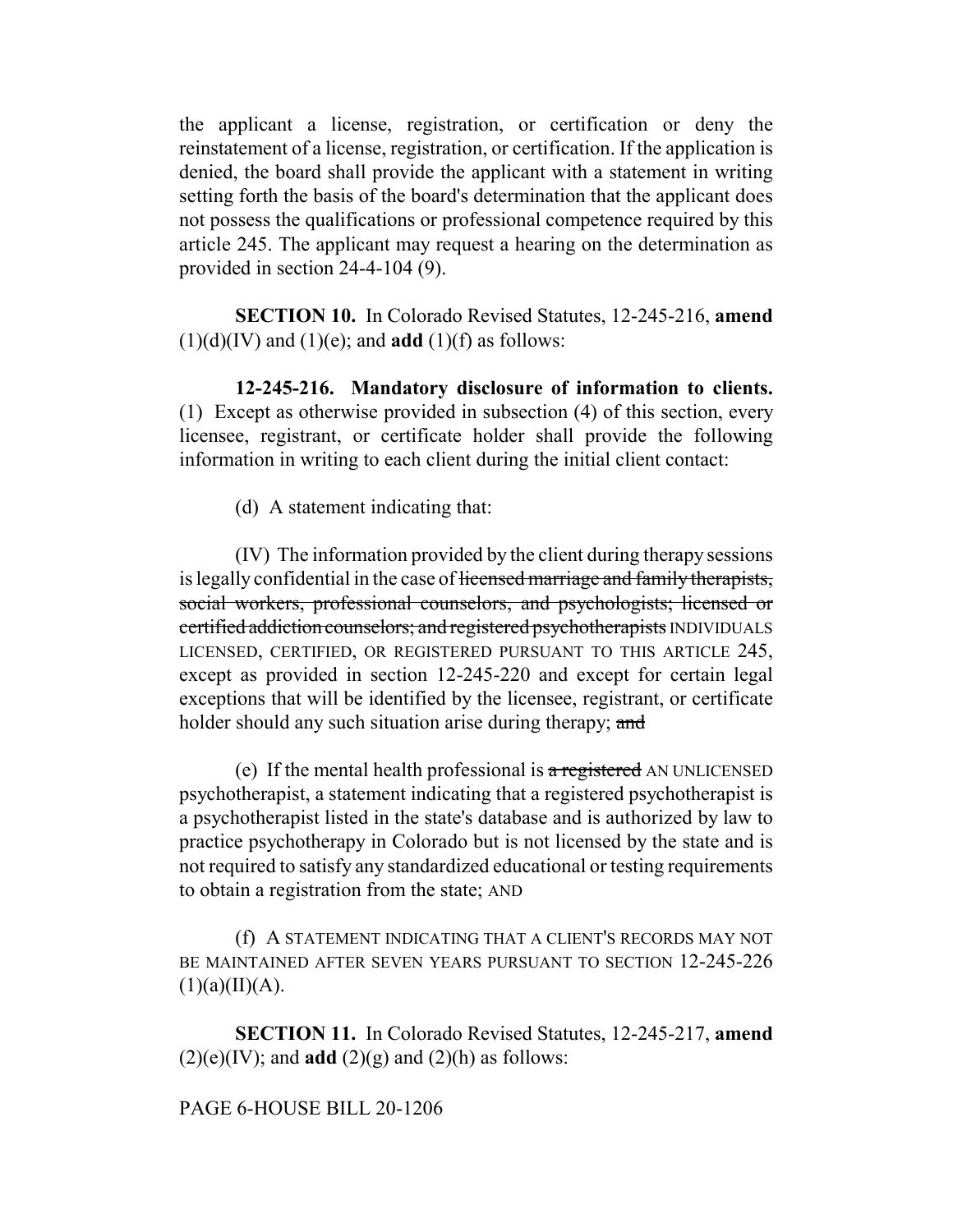the applicant a license, registration, or certification or deny the reinstatement of a license, registration, or certification. If the application is denied, the board shall provide the applicant with a statement in writing setting forth the basis of the board's determination that the applicant does not possess the qualifications or professional competence required by this article 245. The applicant may request a hearing on the determination as provided in section 24-4-104 (9).

**SECTION 10.** In Colorado Revised Statutes, 12-245-216, **amend** (1)(d)(IV) and (1)(e); and **add** (1)(f) as follows:

**12-245-216. Mandatory disclosure of information to clients.** (1) Except as otherwise provided in subsection (4) of this section, every licensee, registrant, or certificate holder shall provide the following information in writing to each client during the initial client contact:

(d) A statement indicating that:

(IV) The information provided by the client during therapy sessions is legally confidential in the case of ~~licensed marriage and family therapists, social workers, professional counselors, and psychologists; licensed or certified addiction counselors; and registered psychotherapists~~ INDIVIDUALS LICENSED, CERTIFIED, OR REGISTERED PURSUANT TO THIS ARTICLE 245, except as provided in section 12-245-220 and except for certain legal exceptions that will be identified by the licensee, registrant, or certificate holder should any such situation arise during therapy; ~~and~~

(e) If the mental health professional is ~~a registered~~ AN UNLICENSED psychotherapist, a statement indicating that a registered psychotherapist is a psychotherapist listed in the state's database and is authorized by law to practice psychotherapy in Colorado but is not licensed by the state and is not required to satisfy any standardized educational or testing requirements to obtain a registration from the state; AND

(f) A STATEMENT INDICATING THAT A CLIENT'S RECORDS MAY NOT BE MAINTAINED AFTER SEVEN YEARS PURSUANT TO SECTION 12-245-226 (1)(a)(II)(A).

**SECTION 11.** In Colorado Revised Statutes, 12-245-217, **amend** (2)(e)(IV); and **add** (2)(g) and (2)(h) as follows: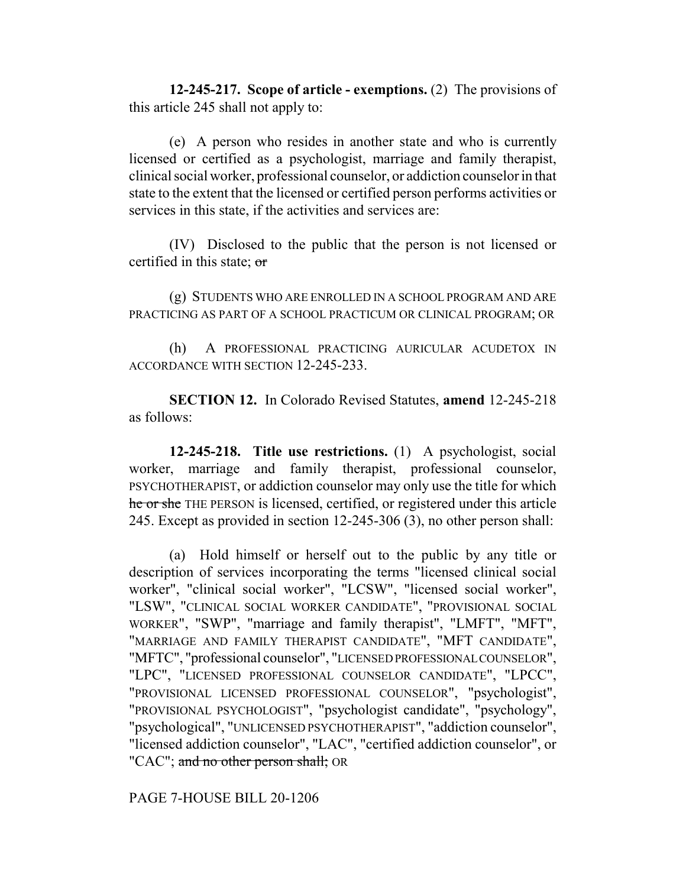**12-245-217. Scope of article - exemptions.** (2) The provisions of this article 245 shall not apply to:

(e) A person who resides in another state and who is currently licensed or certified as a psychologist, marriage and family therapist, clinical social worker, professional counselor, or addiction counselor in that state to the extent that the licensed or certified person performs activities or services in this state, if the activities and services are:

(IV) Disclosed to the public that the person is not licensed or certified in this state; ~~or~~

(g) STUDENTS WHO ARE ENROLLED IN A SCHOOL PROGRAM AND ARE PRACTICING AS PART OF A SCHOOL PRACTICUM OR CLINICAL PROGRAM; OR

(h) A PROFESSIONAL PRACTICING AURICULAR ACUDETOX IN ACCORDANCE WITH SECTION 12-245-233.

**SECTION 12.** In Colorado Revised Statutes, **amend** 12-245-218 as follows:

**12-245-218. Title use restrictions.** (1) A psychologist, social worker, marriage and family therapist, professional counselor, PSYCHOTHERAPIST, or addiction counselor may only use the title for which ~~he or she~~ THE PERSON is licensed, certified, or registered under this article 245. Except as provided in section 12-245-306 (3), no other person shall:

(a) Hold himself or herself out to the public by any title or description of services incorporating the terms "licensed clinical social worker", "clinical social worker", "LCSW", "licensed social worker", "LSW", "CLINICAL SOCIAL WORKER CANDIDATE", "PROVISIONAL SOCIAL WORKER", "SWP", "marriage and family therapist", "LMFT", "MFT", "MARRIAGE AND FAMILY THERAPIST CANDIDATE", "MFT CANDIDATE", "MFTC", "professional counselor", "LICENSED PROFESSIONAL COUNSELOR", "LPC", "LICENSED PROFESSIONAL COUNSELOR CANDIDATE", "LPCC", "PROVISIONAL LICENSED PROFESSIONAL COUNSELOR", "psychologist", "PROVISIONAL PSYCHOLOGIST", "psychologist candidate", "psychology", "psychological", "UNLICENSED PSYCHOTHERAPIST", "addiction counselor", "licensed addiction counselor", "LAC", "certified addiction counselor", or "CAC"; ~~and no other person shall;~~ OR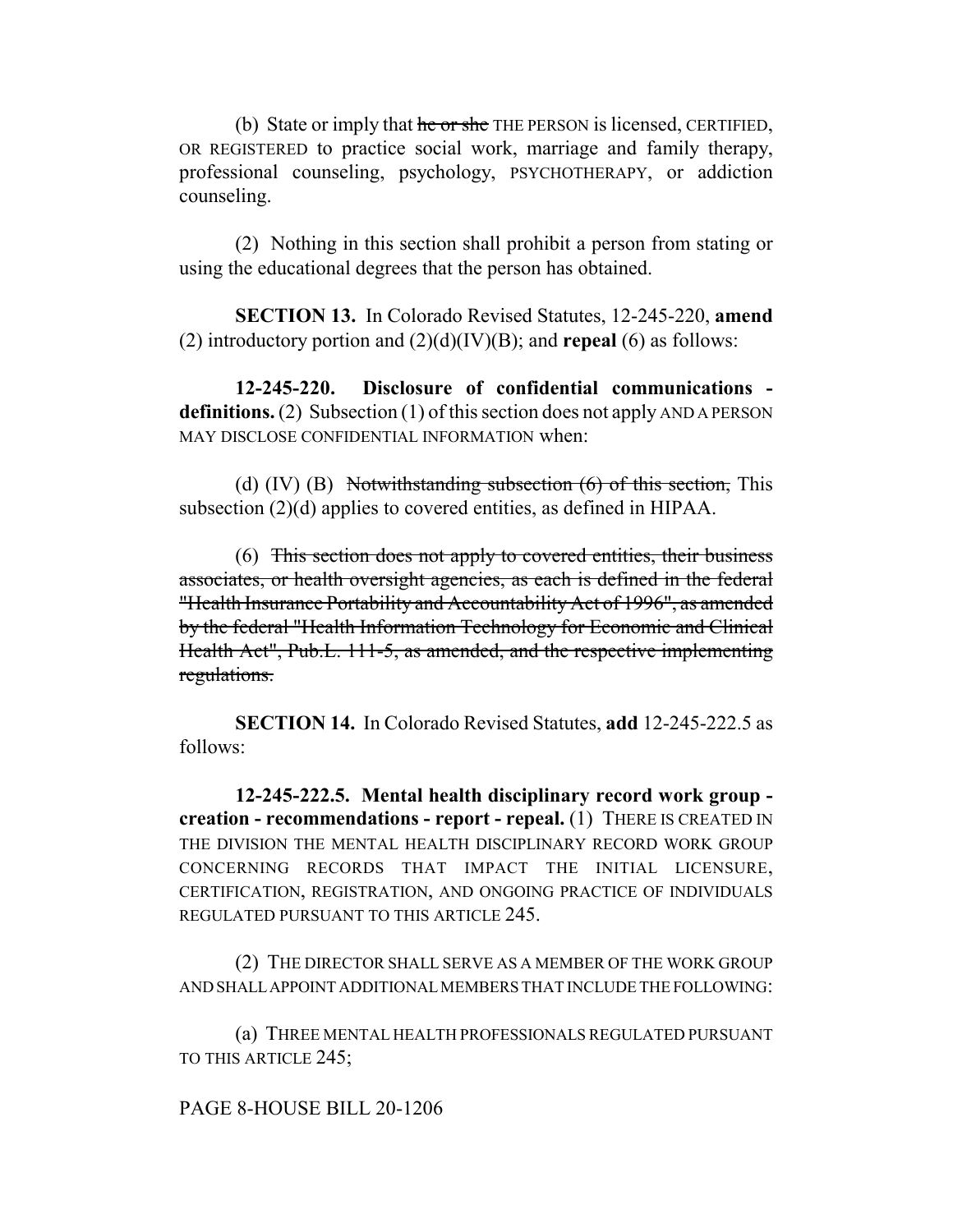(b) State or imply that ~~he or she~~ THE PERSON is licensed, CERTIFIED, OR REGISTERED to practice social work, marriage and family therapy, professional counseling, psychology, PSYCHOTHERAPY, or addiction counseling.

(2) Nothing in this section shall prohibit a person from stating or using the educational degrees that the person has obtained.

**SECTION 13.** In Colorado Revised Statutes, 12-245-220, **amend** (2) introductory portion and (2)(d)(IV)(B); and **repeal** (6) as follows:

**12-245-220. Disclosure of confidential communications - definitions.** (2) Subsection (1) of this section does not apply AND A PERSON MAY DISCLOSE CONFIDENTIAL INFORMATION when:

(d) (IV) (B) ~~Notwithstanding subsection (6) of this section,~~ This subsection (2)(d) applies to covered entities, as defined in HIPAA.

(6) ~~This section does not apply to covered entities, their business associates, or health oversight agencies, as each is defined in the federal "Health Insurance Portability and Accountability Act of 1996", as amended by the federal "Health Information Technology for Economic and Clinical Health Act", Pub.L. 111-5, as amended, and the respective implementing regulations.~~

**SECTION 14.** In Colorado Revised Statutes, **add** 12-245-222.5 as follows:

**12-245-222.5. Mental health disciplinary record work group - creation - recommendations - report - repeal.** (1) THERE IS CREATED IN THE DIVISION THE MENTAL HEALTH DISCIPLINARY RECORD WORK GROUP CONCERNING RECORDS THAT IMPACT THE INITIAL LICENSURE, CERTIFICATION, REGISTRATION, AND ONGOING PRACTICE OF INDIVIDUALS REGULATED PURSUANT TO THIS ARTICLE 245.

(2) THE DIRECTOR SHALL SERVE AS A MEMBER OF THE WORK GROUP AND SHALL APPOINT ADDITIONAL MEMBERS THAT INCLUDE THE FOLLOWING:

(a) THREE MENTAL HEALTH PROFESSIONALS REGULATED PURSUANT TO THIS ARTICLE 245;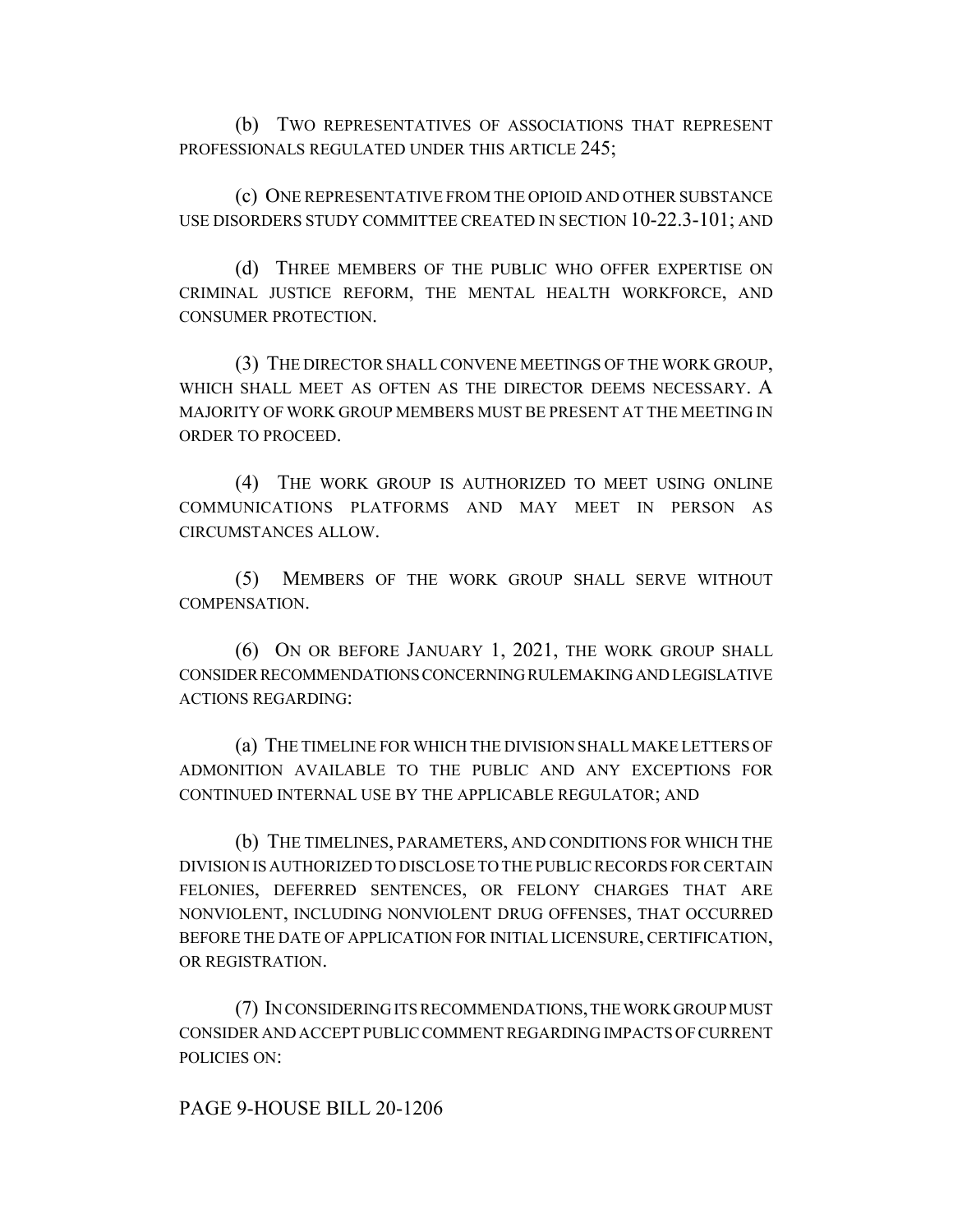(b) TWO REPRESENTATIVES OF ASSOCIATIONS THAT REPRESENT PROFESSIONALS REGULATED UNDER THIS ARTICLE 245;

(c) ONE REPRESENTATIVE FROM THE OPIOID AND OTHER SUBSTANCE USE DISORDERS STUDY COMMITTEE CREATED IN SECTION 10-22.3-101; AND

(d) THREE MEMBERS OF THE PUBLIC WHO OFFER EXPERTISE ON CRIMINAL JUSTICE REFORM, THE MENTAL HEALTH WORKFORCE, AND CONSUMER PROTECTION.

(3) THE DIRECTOR SHALL CONVENE MEETINGS OF THE WORK GROUP, WHICH SHALL MEET AS OFTEN AS THE DIRECTOR DEEMS NECESSARY. A MAJORITY OF WORK GROUP MEMBERS MUST BE PRESENT AT THE MEETING IN ORDER TO PROCEED.

(4) THE WORK GROUP IS AUTHORIZED TO MEET USING ONLINE COMMUNICATIONS PLATFORMS AND MAY MEET IN PERSON AS CIRCUMSTANCES ALLOW.

(5) MEMBERS OF THE WORK GROUP SHALL SERVE WITHOUT COMPENSATION.

(6) ON OR BEFORE JANUARY 1, 2021, THE WORK GROUP SHALL CONSIDER RECOMMENDATIONS CONCERNING RULEMAKING AND LEGISLATIVE ACTIONS REGARDING:

(a) THE TIMELINE FOR WHICH THE DIVISION SHALL MAKE LETTERS OF ADMONITION AVAILABLE TO THE PUBLIC AND ANY EXCEPTIONS FOR CONTINUED INTERNAL USE BY THE APPLICABLE REGULATOR; AND

(b) THE TIMELINES, PARAMETERS, AND CONDITIONS FOR WHICH THE DIVISION IS AUTHORIZED TO DISCLOSE TO THE PUBLIC RECORDS FOR CERTAIN FELONIES, DEFERRED SENTENCES, OR FELONY CHARGES THAT ARE NONVIOLENT, INCLUDING NONVIOLENT DRUG OFFENSES, THAT OCCURRED BEFORE THE DATE OF APPLICATION FOR INITIAL LICENSURE, CERTIFICATION, OR REGISTRATION.

(7) IN CONSIDERING ITS RECOMMENDATIONS, THE WORK GROUP MUST CONSIDER AND ACCEPT PUBLIC COMMENT REGARDING IMPACTS OF CURRENT POLICIES ON: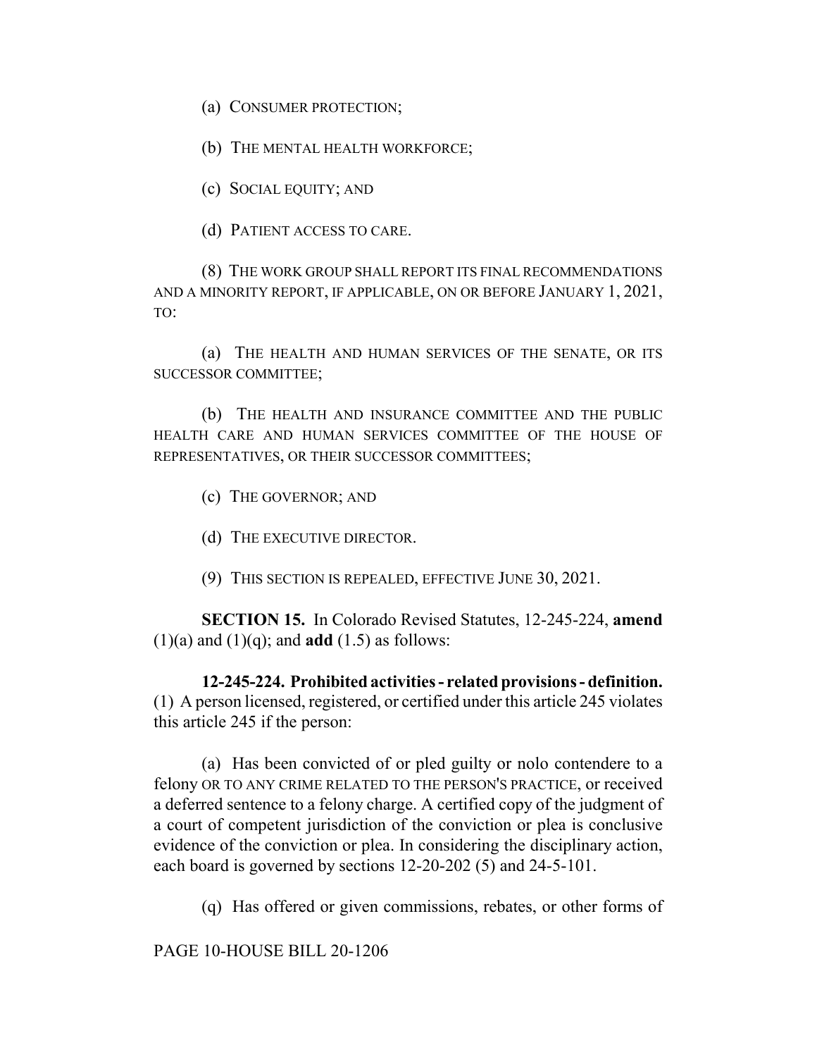(a) CONSUMER PROTECTION;

(b) THE MENTAL HEALTH WORKFORCE;

(c) SOCIAL EQUITY; AND

(d) PATIENT ACCESS TO CARE.

(8) THE WORK GROUP SHALL REPORT ITS FINAL RECOMMENDATIONS AND A MINORITY REPORT, IF APPLICABLE, ON OR BEFORE JANUARY 1, 2021, TO:

(a) THE HEALTH AND HUMAN SERVICES OF THE SENATE, OR ITS SUCCESSOR COMMITTEE;

(b) THE HEALTH AND INSURANCE COMMITTEE AND THE PUBLIC HEALTH CARE AND HUMAN SERVICES COMMITTEE OF THE HOUSE OF REPRESENTATIVES, OR THEIR SUCCESSOR COMMITTEES;

(c) THE GOVERNOR; AND

(d) THE EXECUTIVE DIRECTOR.

(9) THIS SECTION IS REPEALED, EFFECTIVE JUNE 30, 2021.

**SECTION 15.** In Colorado Revised Statutes, 12-245-224, **amend** (1)(a) and (1)(q); and **add** (1.5) as follows:

**12-245-224. Prohibited activities - related provisions - definition.** (1) A person licensed, registered, or certified under this article 245 violates this article 245 if the person:

(a) Has been convicted of or pled guilty or nolo contendere to a felony OR TO ANY CRIME RELATED TO THE PERSON'S PRACTICE, or received a deferred sentence to a felony charge. A certified copy of the judgment of a court of competent jurisdiction of the conviction or plea is conclusive evidence of the conviction or plea. In considering the disciplinary action, each board is governed by sections 12-20-202 (5) and 24-5-101.

(q) Has offered or given commissions, rebates, or other forms of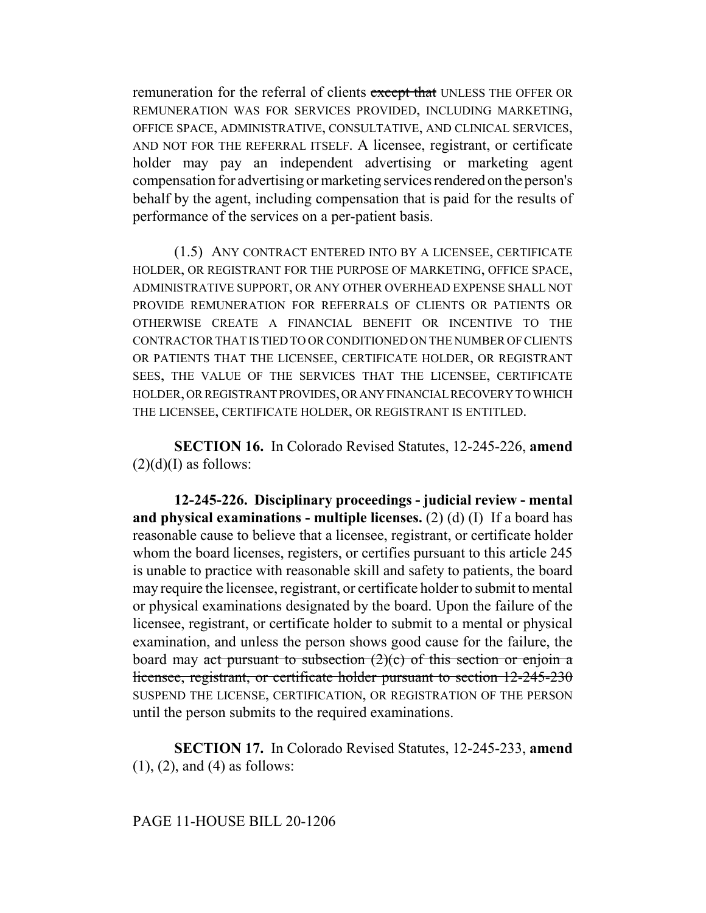remuneration for the referral of clients ~~except that~~ UNLESS THE OFFER OR REMUNERATION WAS FOR SERVICES PROVIDED, INCLUDING MARKETING, OFFICE SPACE, ADMINISTRATIVE, CONSULTATIVE, AND CLINICAL SERVICES, AND NOT FOR THE REFERRAL ITSELF. A licensee, registrant, or certificate holder may pay an independent advertising or marketing agent compensation for advertising or marketing services rendered on the person's behalf by the agent, including compensation that is paid for the results of performance of the services on a per-patient basis.

(1.5) ANY CONTRACT ENTERED INTO BY A LICENSEE, CERTIFICATE HOLDER, OR REGISTRANT FOR THE PURPOSE OF MARKETING, OFFICE SPACE, ADMINISTRATIVE SUPPORT, OR ANY OTHER OVERHEAD EXPENSE SHALL NOT PROVIDE REMUNERATION FOR REFERRALS OF CLIENTS OR PATIENTS OR OTHERWISE CREATE A FINANCIAL BENEFIT OR INCENTIVE TO THE CONTRACTOR THAT IS TIED TO OR CONDITIONED ON THE NUMBER OF CLIENTS OR PATIENTS THAT THE LICENSEE, CERTIFICATE HOLDER, OR REGISTRANT SEES, THE VALUE OF THE SERVICES THAT THE LICENSEE, CERTIFICATE HOLDER, OR REGISTRANT PROVIDES, OR ANY FINANCIAL RECOVERY TO WHICH THE LICENSEE, CERTIFICATE HOLDER, OR REGISTRANT IS ENTITLED.

**SECTION 16.** In Colorado Revised Statutes, 12-245-226, **amend** (2)(d)(I) as follows:

**12-245-226. Disciplinary proceedings - judicial review - mental and physical examinations - multiple licenses.** (2) (d) (I) If a board has reasonable cause to believe that a licensee, registrant, or certificate holder whom the board licenses, registers, or certifies pursuant to this article 245 is unable to practice with reasonable skill and safety to patients, the board may require the licensee, registrant, or certificate holder to submit to mental or physical examinations designated by the board. Upon the failure of the licensee, registrant, or certificate holder to submit to a mental or physical examination, and unless the person shows good cause for the failure, the board may ~~act pursuant to subsection (2)(c) of this section or enjoin a licensee, registrant, or certificate holder pursuant to section 12-245-230~~ SUSPEND THE LICENSE, CERTIFICATION, OR REGISTRATION OF THE PERSON until the person submits to the required examinations.

**SECTION 17.** In Colorado Revised Statutes, 12-245-233, **amend** (1), (2), and (4) as follows: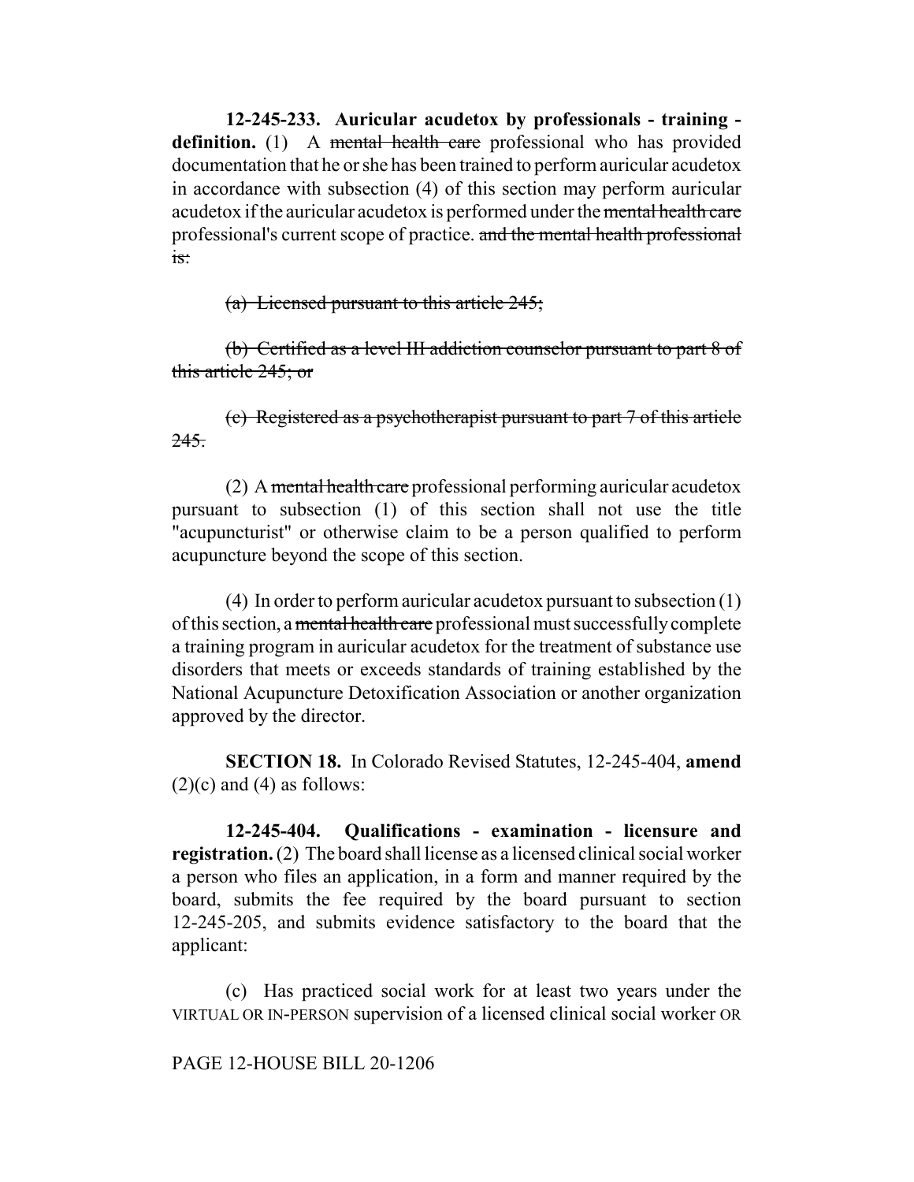**12-245-233. Auricular acudetox by professionals - training - definition.** (1) A ~~mental health care~~ professional who has provided documentation that he or she has been trained to perform auricular acudetox in accordance with subsection (4) of this section may perform auricular acudetox if the auricular acudetox is performed under the ~~mental health care~~ professional's current scope of practice. ~~and the mental health professional is:~~

~~(a) Licensed pursuant to this article 245;~~

~~(b) Certified as a level III addiction counselor pursuant to part 8 of this article 245; or~~

~~(c) Registered as a psychotherapist pursuant to part 7 of this article 245.~~

(2) A ~~mental health care~~ professional performing auricular acudetox pursuant to subsection (1) of this section shall not use the title "acupuncturist" or otherwise claim to be a person qualified to perform acupuncture beyond the scope of this section.

(4) In order to perform auricular acudetox pursuant to subsection (1) of this section, a ~~mental health care~~ professional must successfully complete a training program in auricular acudetox for the treatment of substance use disorders that meets or exceeds standards of training established by the National Acupuncture Detoxification Association or another organization approved by the director.

**SECTION 18.** In Colorado Revised Statutes, 12-245-404, **amend** (2)(c) and (4) as follows:

**12-245-404. Qualifications - examination - licensure and registration.** (2) The board shall license as a licensed clinical social worker a person who files an application, in a form and manner required by the board, submits the fee required by the board pursuant to section 12-245-205, and submits evidence satisfactory to the board that the applicant:

(c) Has practiced social work for at least two years under the VIRTUAL OR IN-PERSON supervision of a licensed clinical social worker OR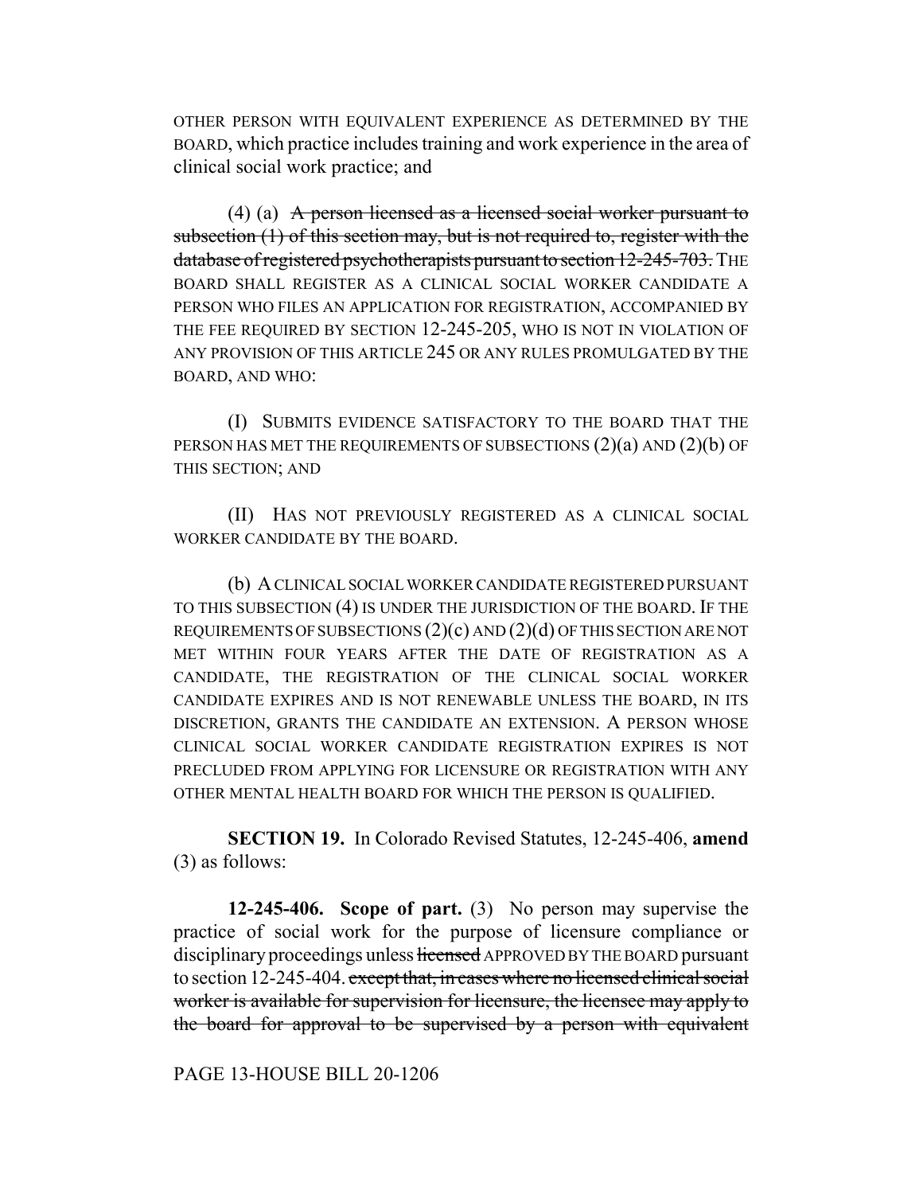OTHER PERSON WITH EQUIVALENT EXPERIENCE AS DETERMINED BY THE BOARD, which practice includes training and work experience in the area of clinical social work practice; and

(4) (a) ~~A person licensed as a licensed social worker pursuant to subsection (1) of this section may, but is not required to, register with the database of registered psychotherapists pursuant to section 12-245-703.~~ THE BOARD SHALL REGISTER AS A CLINICAL SOCIAL WORKER CANDIDATE A PERSON WHO FILES AN APPLICATION FOR REGISTRATION, ACCOMPANIED BY THE FEE REQUIRED BY SECTION 12-245-205, WHO IS NOT IN VIOLATION OF ANY PROVISION OF THIS ARTICLE 245 OR ANY RULES PROMULGATED BY THE BOARD, AND WHO:

(I) SUBMITS EVIDENCE SATISFACTORY TO THE BOARD THAT THE PERSON HAS MET THE REQUIREMENTS OF SUBSECTIONS (2)(a) AND (2)(b) OF THIS SECTION; AND

(II) HAS NOT PREVIOUSLY REGISTERED AS A CLINICAL SOCIAL WORKER CANDIDATE BY THE BOARD.

(b) A CLINICAL SOCIAL WORKER CANDIDATE REGISTERED PURSUANT TO THIS SUBSECTION (4) IS UNDER THE JURISDICTION OF THE BOARD. IF THE REQUIREMENTS OF SUBSECTIONS (2)(c) AND (2)(d) OF THIS SECTION ARE NOT MET WITHIN FOUR YEARS AFTER THE DATE OF REGISTRATION AS A CANDIDATE, THE REGISTRATION OF THE CLINICAL SOCIAL WORKER CANDIDATE EXPIRES AND IS NOT RENEWABLE UNLESS THE BOARD, IN ITS DISCRETION, GRANTS THE CANDIDATE AN EXTENSION. A PERSON WHOSE CLINICAL SOCIAL WORKER CANDIDATE REGISTRATION EXPIRES IS NOT PRECLUDED FROM APPLYING FOR LICENSURE OR REGISTRATION WITH ANY OTHER MENTAL HEALTH BOARD FOR WHICH THE PERSON IS QUALIFIED.

**SECTION 19.** In Colorado Revised Statutes, 12-245-406, **amend** (3) as follows:

**12-245-406. Scope of part.** (3) No person may supervise the practice of social work for the purpose of licensure compliance or disciplinary proceedings unless ~~licensed~~ APPROVED BY THE BOARD pursuant to section 12-245-404. ~~except that, in cases where no licensed clinical social worker is available for supervision for licensure, the licensee may apply to the board for approval to be supervised by a person with equivalent~~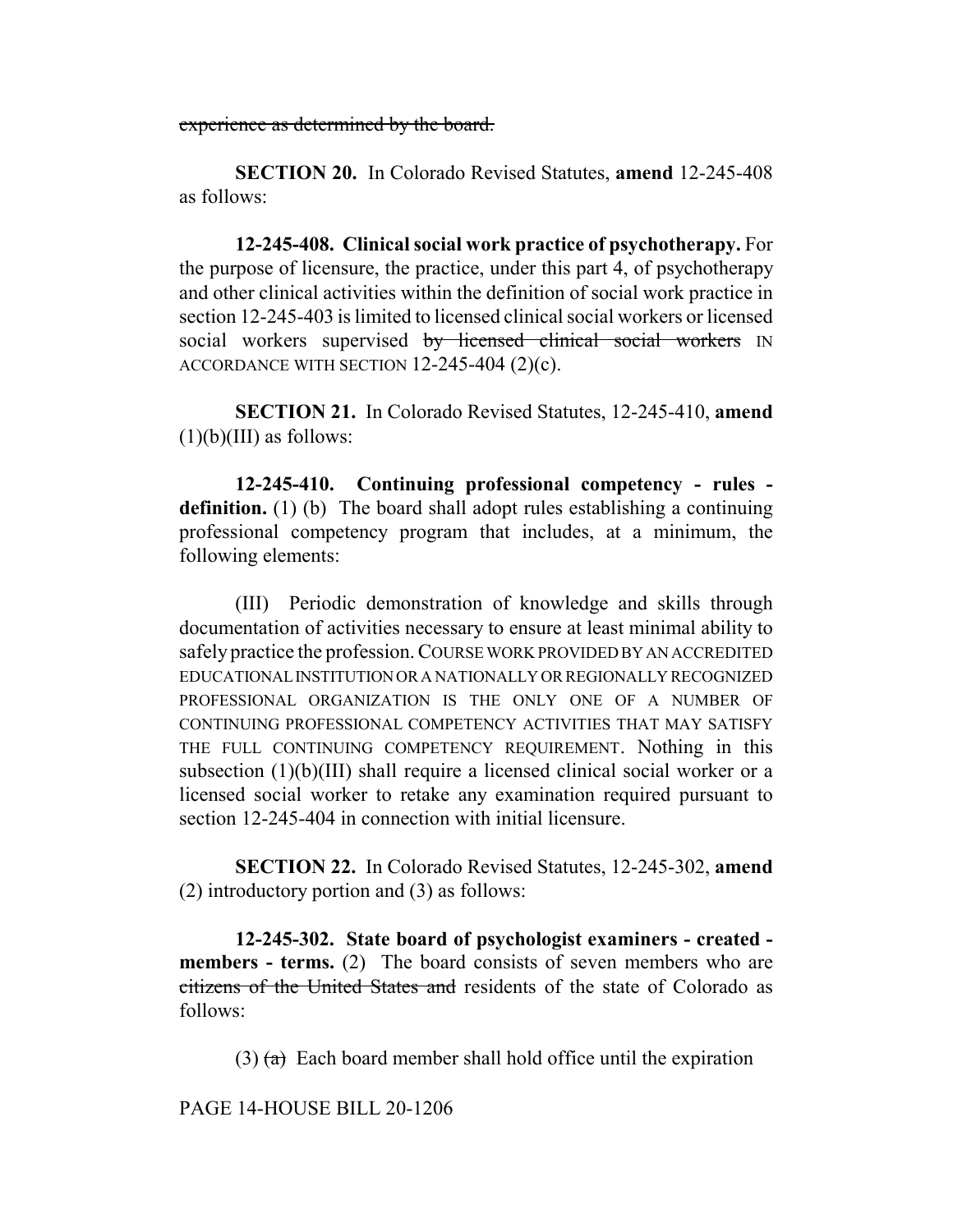~~experience as determined by the board.~~

**SECTION 20.** In Colorado Revised Statutes, **amend** 12-245-408 as follows:

**12-245-408. Clinical social work practice of psychotherapy.** For the purpose of licensure, the practice, under this part 4, of psychotherapy and other clinical activities within the definition of social work practice in section 12-245-403 is limited to licensed clinical social workers or licensed social workers supervised ~~by licensed clinical social workers~~ IN ACCORDANCE WITH SECTION 12-245-404 (2)(c).

**SECTION 21.** In Colorado Revised Statutes, 12-245-410, **amend** (1)(b)(III) as follows:

**12-245-410. Continuing professional competency - rules - definition.** (1) (b) The board shall adopt rules establishing a continuing professional competency program that includes, at a minimum, the following elements:

(III) Periodic demonstration of knowledge and skills through documentation of activities necessary to ensure at least minimal ability to safely practice the profession. COURSE WORK PROVIDED BY AN ACCREDITED EDUCATIONAL INSTITUTION OR A NATIONALLY OR REGIONALLY RECOGNIZED PROFESSIONAL ORGANIZATION IS THE ONLY ONE OF A NUMBER OF CONTINUING PROFESSIONAL COMPETENCY ACTIVITIES THAT MAY SATISFY THE FULL CONTINUING COMPETENCY REQUIREMENT. Nothing in this subsection (1)(b)(III) shall require a licensed clinical social worker or a licensed social worker to retake any examination required pursuant to section 12-245-404 in connection with initial licensure.

**SECTION 22.** In Colorado Revised Statutes, 12-245-302, **amend** (2) introductory portion and (3) as follows:

**12-245-302. State board of psychologist examiners - created - members - terms.** (2) The board consists of seven members who are ~~citizens of the United States and~~ residents of the state of Colorado as follows:

(3) ~~(a)~~ Each board member shall hold office until the expiration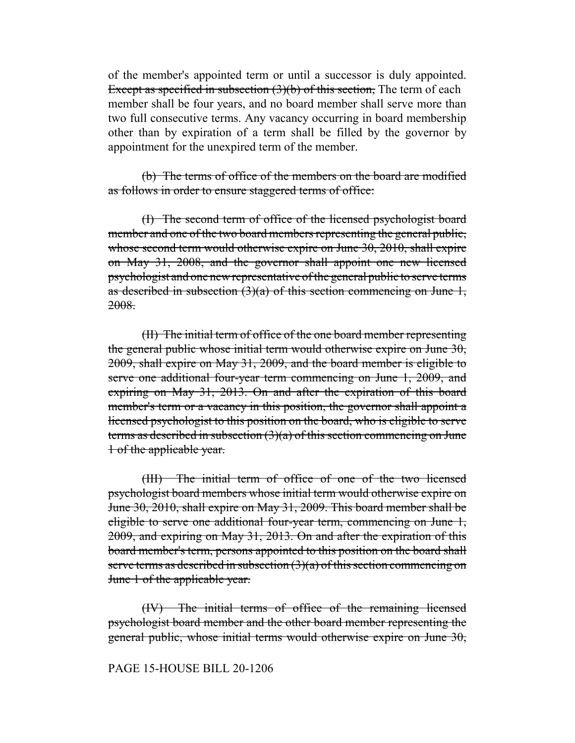of the member's appointed term or until a successor is duly appointed. ~~Except as specified in subsection (3)(b) of this section,~~ The term of each member shall be four years, and no board member shall serve more than two full consecutive terms. Any vacancy occurring in board membership other than by expiration of a term shall be filled by the governor by appointment for the unexpired term of the member.

~~(b) The terms of office of the members on the board are modified as follows in order to ensure staggered terms of office:~~

~~(I) The second term of office of the licensed psychologist board member and one of the two board members representing the general public, whose second term would otherwise expire on June 30, 2010, shall expire on May 31, 2008, and the governor shall appoint one new licensed psychologist and one new representative of the general public to serve terms as described in subsection (3)(a) of this section commencing on June 1, 2008.~~

~~(II) The initial term of office of the one board member representing the general public whose initial term would otherwise expire on June 30, 2009, shall expire on May 31, 2009, and the board member is eligible to serve one additional four-year term commencing on June 1, 2009, and expiring on May 31, 2013. On and after the expiration of this board member's term or a vacancy in this position, the governor shall appoint a licensed psychologist to this position on the board, who is eligible to serve terms as described in subsection (3)(a) of this section commencing on June 1 of the applicable year.~~

~~(III) The initial term of office of one of the two licensed psychologist board members whose initial term would otherwise expire on June 30, 2010, shall expire on May 31, 2009. This board member shall be eligible to serve one additional four-year term, commencing on June 1, 2009, and expiring on May 31, 2013. On and after the expiration of this board member's term, persons appointed to this position on the board shall serve terms as described in subsection (3)(a) of this section commencing on June 1 of the applicable year.~~

~~(IV) The initial terms of office of the remaining licensed psychologist board member and the other board member representing the general public, whose initial terms would otherwise expire on June 30,~~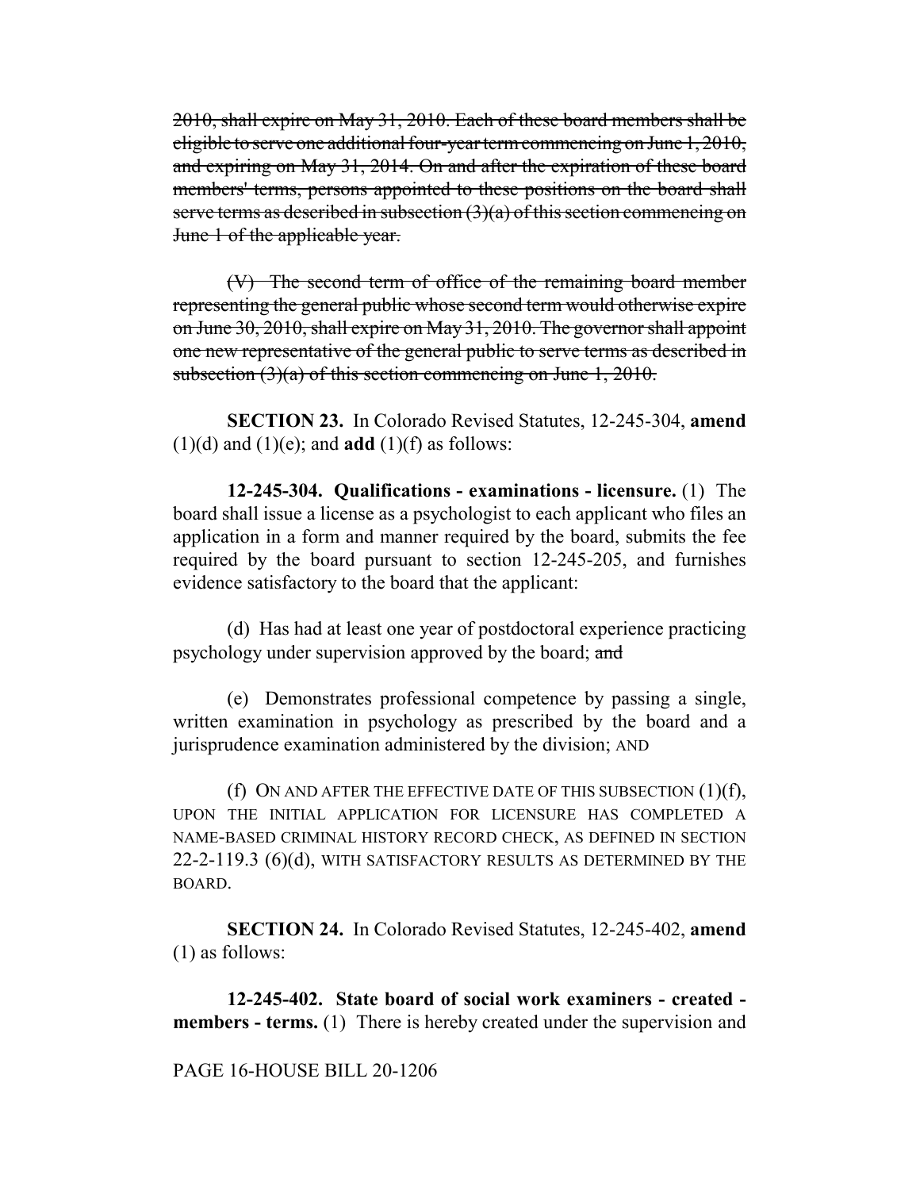~~2010, shall expire on May 31, 2010. Each of these board members shall be eligible to serve one additional four-year term commencing on June 1, 2010, and expiring on May 31, 2014. On and after the expiration of these board members' terms, persons appointed to these positions on the board shall serve terms as described in subsection (3)(a) of this section commencing on June 1 of the applicable year.~~

~~(V) The second term of office of the remaining board member representing the general public whose second term would otherwise expire on June 30, 2010, shall expire on May 31, 2010. The governor shall appoint one new representative of the general public to serve terms as described in subsection (3)(a) of this section commencing on June 1, 2010.~~

**SECTION 23.** In Colorado Revised Statutes, 12-245-304, **amend** (1)(d) and (1)(e); and **add** (1)(f) as follows:

**12-245-304. Qualifications - examinations - licensure.** (1) The board shall issue a license as a psychologist to each applicant who files an application in a form and manner required by the board, submits the fee required by the board pursuant to section 12-245-205, and furnishes evidence satisfactory to the board that the applicant:

(d) Has had at least one year of postdoctoral experience practicing psychology under supervision approved by the board; ~~and~~

(e) Demonstrates professional competence by passing a single, written examination in psychology as prescribed by the board and a jurisprudence examination administered by the division; AND

(f) ON AND AFTER THE EFFECTIVE DATE OF THIS SUBSECTION (1)(f), UPON THE INITIAL APPLICATION FOR LICENSURE HAS COMPLETED A NAME-BASED CRIMINAL HISTORY RECORD CHECK, AS DEFINED IN SECTION 22-2-119.3 (6)(d), WITH SATISFACTORY RESULTS AS DETERMINED BY THE BOARD.

**SECTION 24.** In Colorado Revised Statutes, 12-245-402, **amend** (1) as follows:

**12-245-402. State board of social work examiners - created - members - terms.** (1) There is hereby created under the supervision and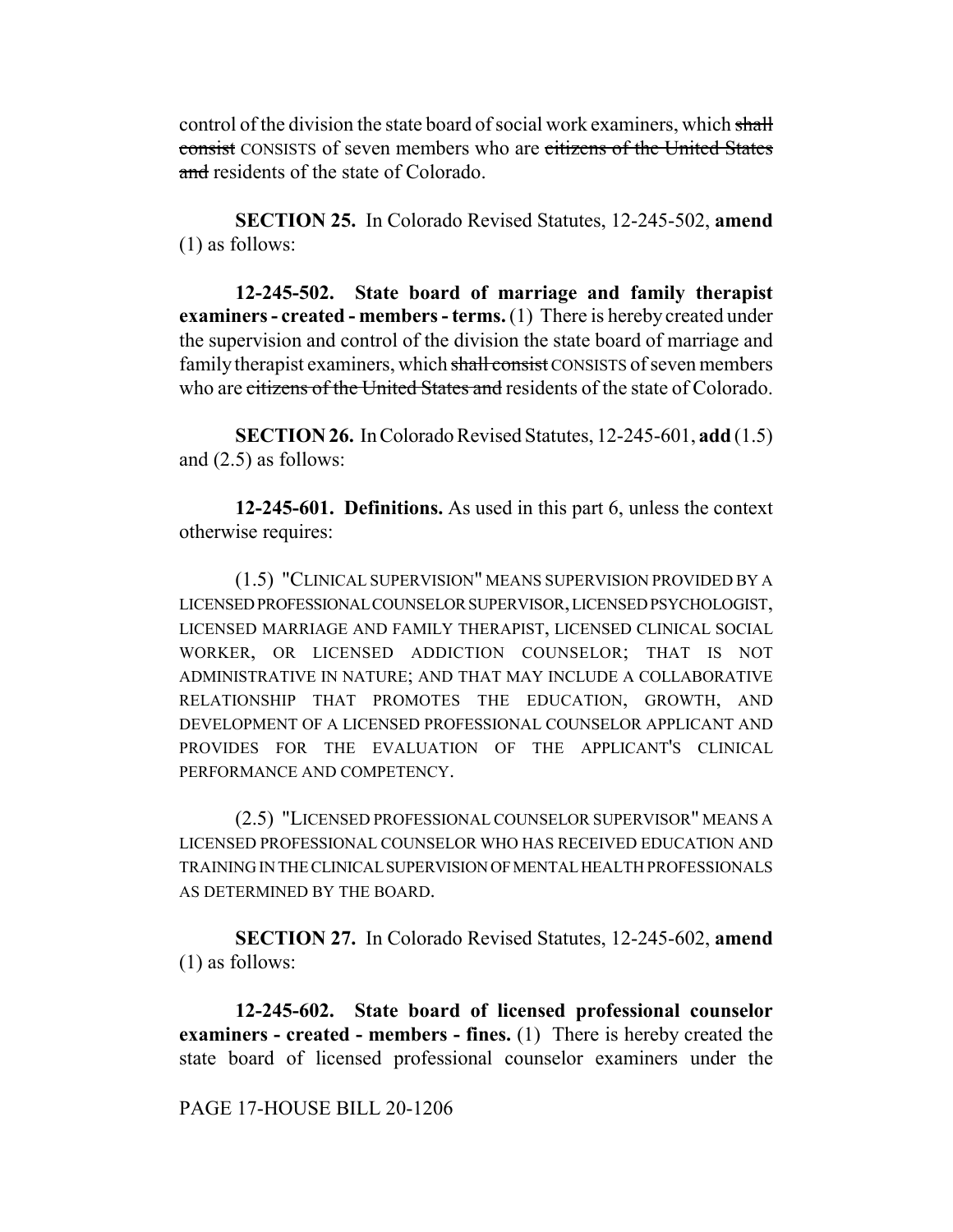control of the division the state board of social work examiners, which ~~shall consist~~ CONSISTS of seven members who are ~~citizens of the United States and~~ residents of the state of Colorado.

**SECTION 25.** In Colorado Revised Statutes, 12-245-502, **amend** (1) as follows:

**12-245-502. State board of marriage and family therapist examiners - created - members - terms.** (1) There is hereby created under the supervision and control of the division the state board of marriage and family therapist examiners, which ~~shall consist~~ CONSISTS of seven members who are ~~citizens of the United States and~~ residents of the state of Colorado.

**SECTION 26.** In Colorado Revised Statutes, 12-245-601, **add** (1.5) and (2.5) as follows:

**12-245-601. Definitions.** As used in this part 6, unless the context otherwise requires:

(1.5) "CLINICAL SUPERVISION" MEANS SUPERVISION PROVIDED BY A LICENSED PROFESSIONAL COUNSELOR SUPERVISOR, LICENSED PSYCHOLOGIST, LICENSED MARRIAGE AND FAMILY THERAPIST, LICENSED CLINICAL SOCIAL WORKER, OR LICENSED ADDICTION COUNSELOR; THAT IS NOT ADMINISTRATIVE IN NATURE; AND THAT MAY INCLUDE A COLLABORATIVE RELATIONSHIP THAT PROMOTES THE EDUCATION, GROWTH, AND DEVELOPMENT OF A LICENSED PROFESSIONAL COUNSELOR APPLICANT AND PROVIDES FOR THE EVALUATION OF THE APPLICANT'S CLINICAL PERFORMANCE AND COMPETENCY.

(2.5) "LICENSED PROFESSIONAL COUNSELOR SUPERVISOR" MEANS A LICENSED PROFESSIONAL COUNSELOR WHO HAS RECEIVED EDUCATION AND TRAINING IN THE CLINICAL SUPERVISION OF MENTAL HEALTH PROFESSIONALS AS DETERMINED BY THE BOARD.

**SECTION 27.** In Colorado Revised Statutes, 12-245-602, **amend** (1) as follows:

**12-245-602. State board of licensed professional counselor examiners - created - members - fines.** (1) There is hereby created the state board of licensed professional counselor examiners under the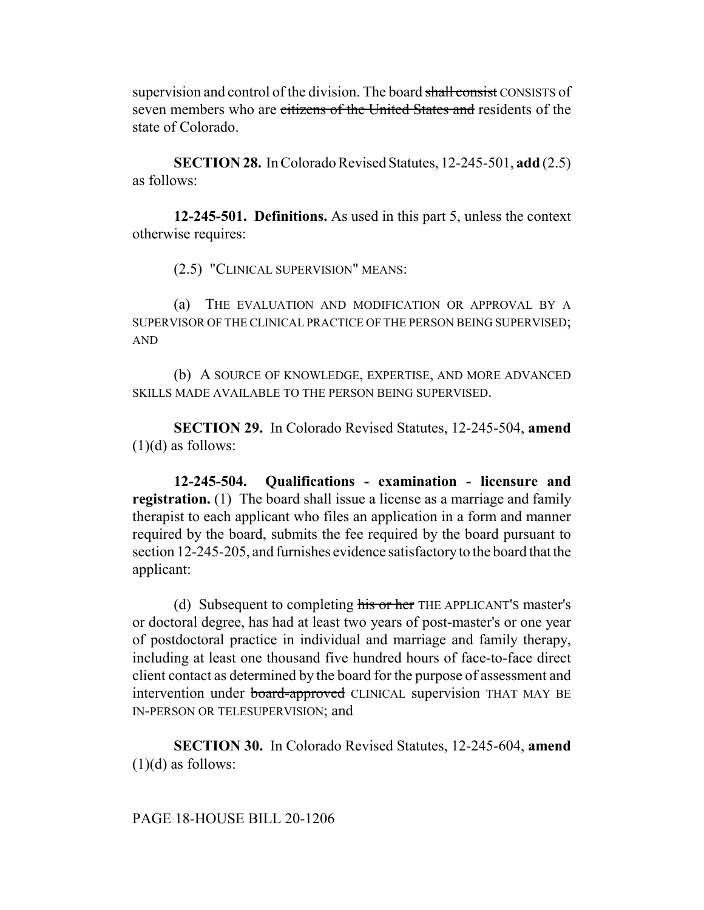supervision and control of the division. The board ~~shall consist~~ CONSISTS of seven members who are ~~citizens of the United States and~~ residents of the state of Colorado.

**SECTION 28.** In Colorado Revised Statutes, 12-245-501, **add** (2.5) as follows:

**12-245-501. Definitions.** As used in this part 5, unless the context otherwise requires:

(2.5) "CLINICAL SUPERVISION" MEANS:

(a) THE EVALUATION AND MODIFICATION OR APPROVAL BY A SUPERVISOR OF THE CLINICAL PRACTICE OF THE PERSON BEING SUPERVISED; AND

(b) A SOURCE OF KNOWLEDGE, EXPERTISE, AND MORE ADVANCED SKILLS MADE AVAILABLE TO THE PERSON BEING SUPERVISED.

**SECTION 29.** In Colorado Revised Statutes, 12-245-504, **amend** (1)(d) as follows:

**12-245-504. Qualifications - examination - licensure and registration.** (1) The board shall issue a license as a marriage and family therapist to each applicant who files an application in a form and manner required by the board, submits the fee required by the board pursuant to section 12-245-205, and furnishes evidence satisfactory to the board that the applicant:

(d) Subsequent to completing ~~his or her~~ THE APPLICANT'S master's or doctoral degree, has had at least two years of post-master's or one year of postdoctoral practice in individual and marriage and family therapy, including at least one thousand five hundred hours of face-to-face direct client contact as determined by the board for the purpose of assessment and intervention under ~~board-approved~~ CLINICAL supervision THAT MAY BE IN-PERSON OR TELESUPERVISION; and

**SECTION 30.** In Colorado Revised Statutes, 12-245-604, **amend** (1)(d) as follows: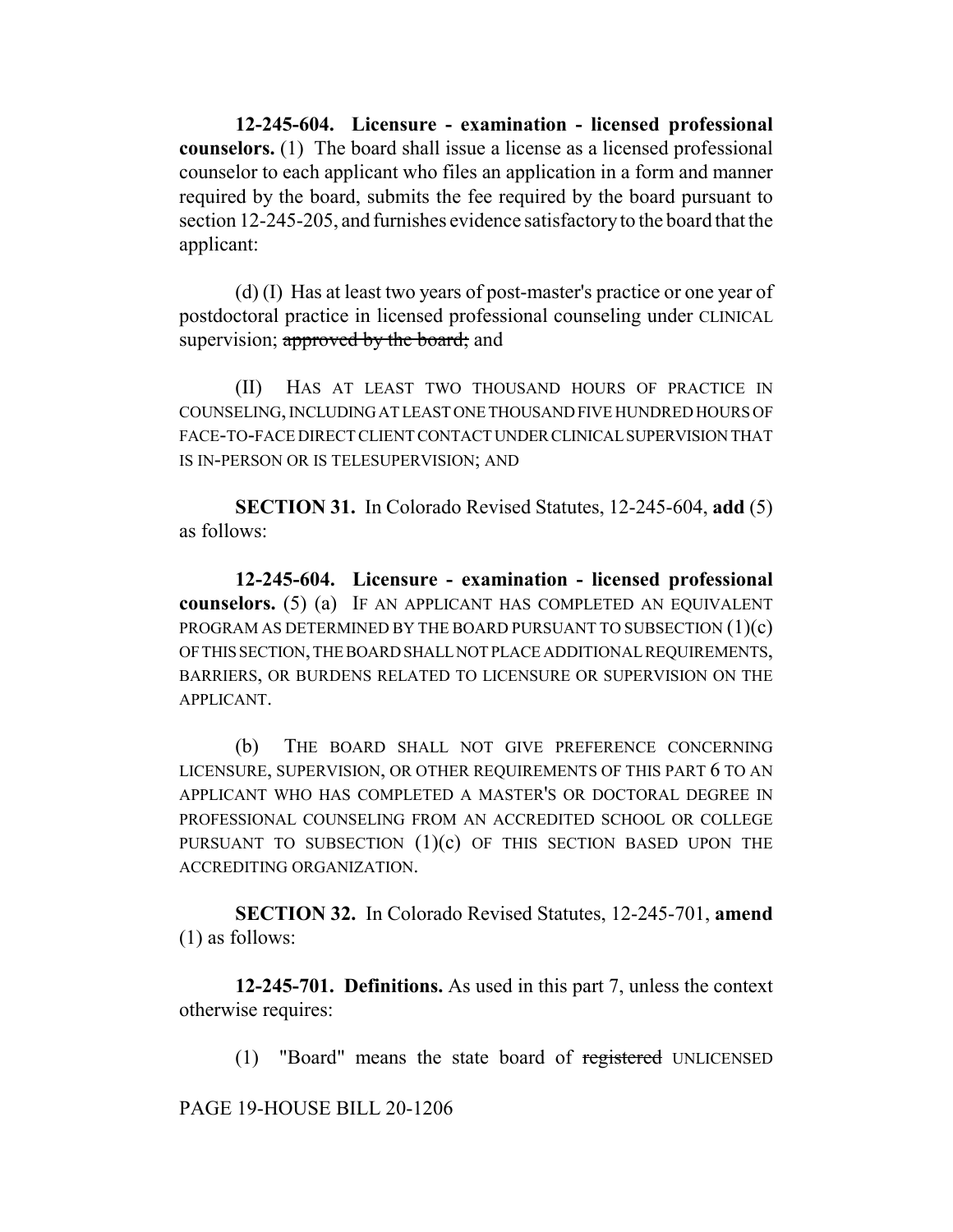**12-245-604. Licensure - examination - licensed professional counselors.** (1) The board shall issue a license as a licensed professional counselor to each applicant who files an application in a form and manner required by the board, submits the fee required by the board pursuant to section 12-245-205, and furnishes evidence satisfactory to the board that the applicant:

(d) (I) Has at least two years of post-master's practice or one year of postdoctoral practice in licensed professional counseling under CLINICAL supervision; ~~approved by the board;~~ and

(II) HAS AT LEAST TWO THOUSAND HOURS OF PRACTICE IN COUNSELING, INCLUDING AT LEAST ONE THOUSAND FIVE HUNDRED HOURS OF FACE-TO-FACE DIRECT CLIENT CONTACT UNDER CLINICAL SUPERVISION THAT IS IN-PERSON OR IS TELESUPERVISION; AND

**SECTION 31.** In Colorado Revised Statutes, 12-245-604, **add** (5) as follows:

**12-245-604. Licensure - examination - licensed professional counselors.** (5) (a) IF AN APPLICANT HAS COMPLETED AN EQUIVALENT PROGRAM AS DETERMINED BY THE BOARD PURSUANT TO SUBSECTION (1)(c) OF THIS SECTION, THE BOARD SHALL NOT PLACE ADDITIONAL REQUIREMENTS, BARRIERS, OR BURDENS RELATED TO LICENSURE OR SUPERVISION ON THE APPLICANT.

(b) THE BOARD SHALL NOT GIVE PREFERENCE CONCERNING LICENSURE, SUPERVISION, OR OTHER REQUIREMENTS OF THIS PART 6 TO AN APPLICANT WHO HAS COMPLETED A MASTER'S OR DOCTORAL DEGREE IN PROFESSIONAL COUNSELING FROM AN ACCREDITED SCHOOL OR COLLEGE PURSUANT TO SUBSECTION (1)(c) OF THIS SECTION BASED UPON THE ACCREDITING ORGANIZATION.

**SECTION 32.** In Colorado Revised Statutes, 12-245-701, **amend** (1) as follows:

**12-245-701. Definitions.** As used in this part 7, unless the context otherwise requires:

(1) "Board" means the state board of ~~registered~~ UNLICENSED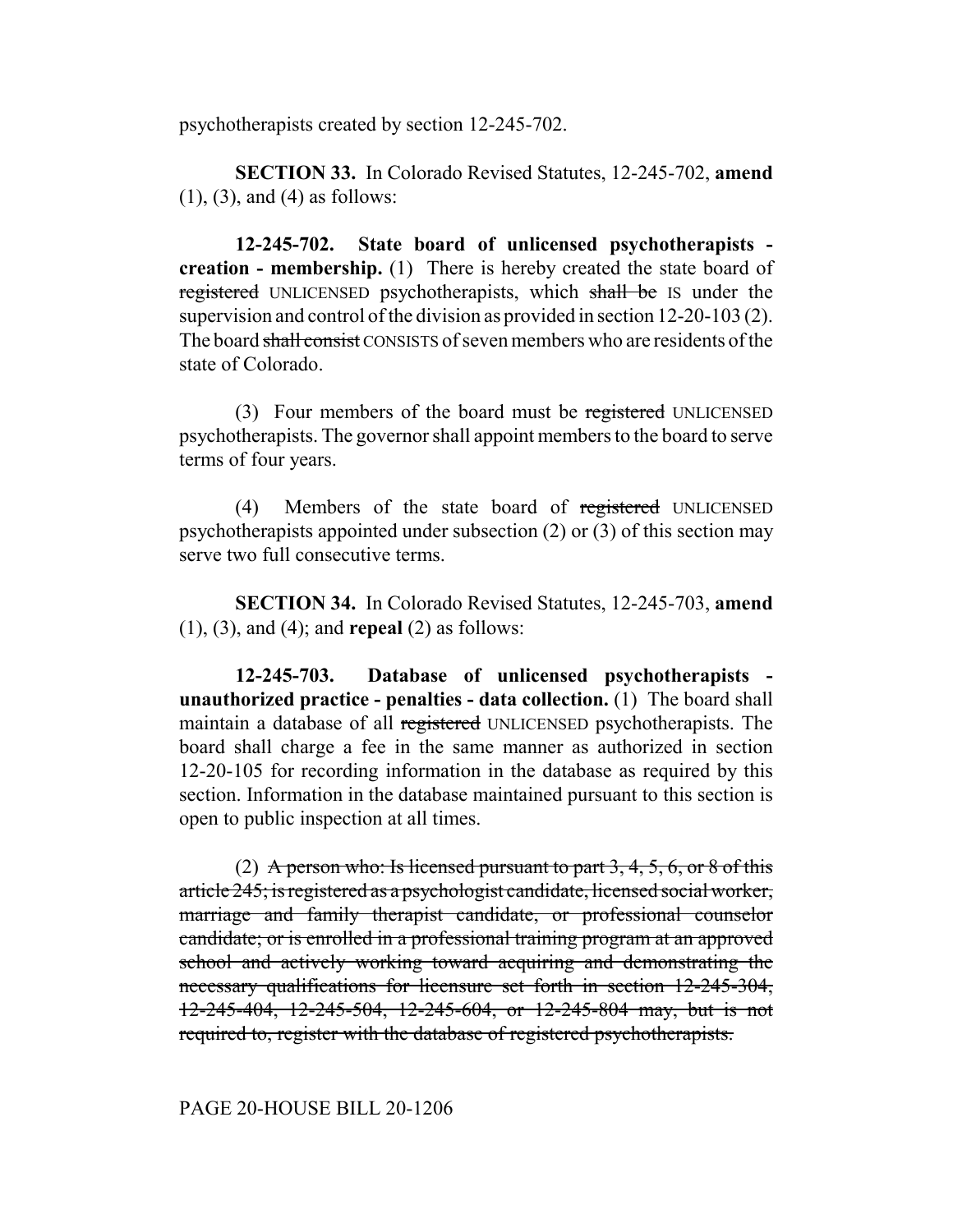psychotherapists created by section 12-245-702.

**SECTION 33.** In Colorado Revised Statutes, 12-245-702, **amend** (1), (3), and (4) as follows:

**12-245-702. State board of unlicensed psychotherapists - creation - membership.** (1) There is hereby created the state board of ~~registered~~ UNLICENSED psychotherapists, which ~~shall be~~ IS under the supervision and control of the division as provided in section 12-20-103 (2). The board ~~shall consist~~ CONSISTS of seven members who are residents of the state of Colorado.

(3) Four members of the board must be ~~registered~~ UNLICENSED psychotherapists. The governor shall appoint members to the board to serve terms of four years.

(4) Members of the state board of ~~registered~~ UNLICENSED psychotherapists appointed under subsection (2) or (3) of this section may serve two full consecutive terms.

**SECTION 34.** In Colorado Revised Statutes, 12-245-703, **amend** (1), (3), and (4); and **repeal** (2) as follows:

**12-245-703. Database of unlicensed psychotherapists - unauthorized practice - penalties - data collection.** (1) The board shall maintain a database of all ~~registered~~ UNLICENSED psychotherapists. The board shall charge a fee in the same manner as authorized in section 12-20-105 for recording information in the database as required by this section. Information in the database maintained pursuant to this section is open to public inspection at all times.

(2) ~~A person who: Is licensed pursuant to part 3, 4, 5, 6, or 8 of this article 245; is registered as a psychologist candidate, licensed social worker, marriage and family therapist candidate, or professional counselor candidate; or is enrolled in a professional training program at an approved school and actively working toward acquiring and demonstrating the necessary qualifications for licensure set forth in section 12-245-304, 12-245-404, 12-245-504, 12-245-604, or 12-245-804 may, but is not required to, register with the database of registered psychotherapists.~~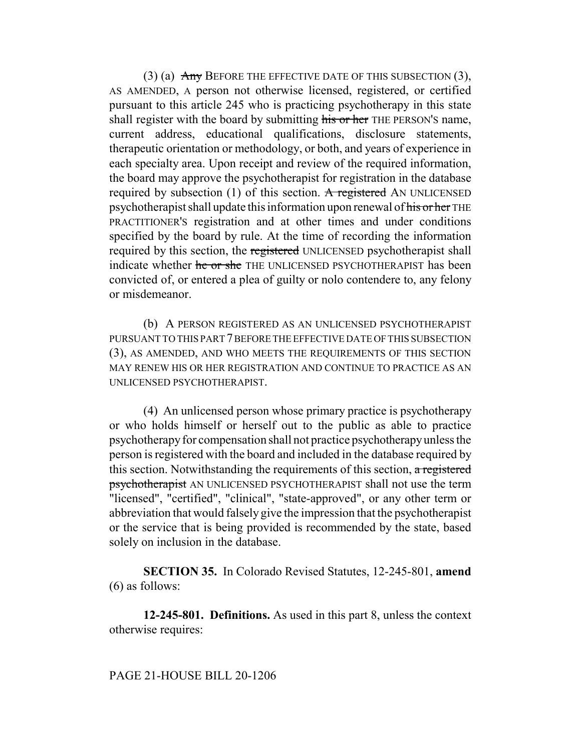(3) (a) ~~Any~~ BEFORE THE EFFECTIVE DATE OF THIS SUBSECTION (3), AS AMENDED, A person not otherwise licensed, registered, or certified pursuant to this article 245 who is practicing psychotherapy in this state shall register with the board by submitting ~~his or her~~ THE PERSON'S name, current address, educational qualifications, disclosure statements, therapeutic orientation or methodology, or both, and years of experience in each specialty area. Upon receipt and review of the required information, the board may approve the psychotherapist for registration in the database required by subsection (1) of this section. ~~A registered~~ AN UNLICENSED psychotherapist shall update this information upon renewal of ~~his or her~~ THE PRACTITIONER'S registration and at other times and under conditions specified by the board by rule. At the time of recording the information required by this section, the ~~registered~~ UNLICENSED psychotherapist shall indicate whether ~~he or she~~ THE UNLICENSED PSYCHOTHERAPIST has been convicted of, or entered a plea of guilty or nolo contendere to, any felony or misdemeanor.

(b) A PERSON REGISTERED AS AN UNLICENSED PSYCHOTHERAPIST PURSUANT TO THIS PART 7 BEFORE THE EFFECTIVE DATE OF THIS SUBSECTION (3), AS AMENDED, AND WHO MEETS THE REQUIREMENTS OF THIS SECTION MAY RENEW HIS OR HER REGISTRATION AND CONTINUE TO PRACTICE AS AN UNLICENSED PSYCHOTHERAPIST.

(4) An unlicensed person whose primary practice is psychotherapy or who holds himself or herself out to the public as able to practice psychotherapy for compensation shall not practice psychotherapy unless the person is registered with the board and included in the database required by this section. Notwithstanding the requirements of this section, ~~a registered psychotherapist~~ AN UNLICENSED PSYCHOTHERAPIST shall not use the term "licensed", "certified", "clinical", "state-approved", or any other term or abbreviation that would falsely give the impression that the psychotherapist or the service that is being provided is recommended by the state, based solely on inclusion in the database.

**SECTION 35.** In Colorado Revised Statutes, 12-245-801, **amend** (6) as follows:

**12-245-801. Definitions.** As used in this part 8, unless the context otherwise requires: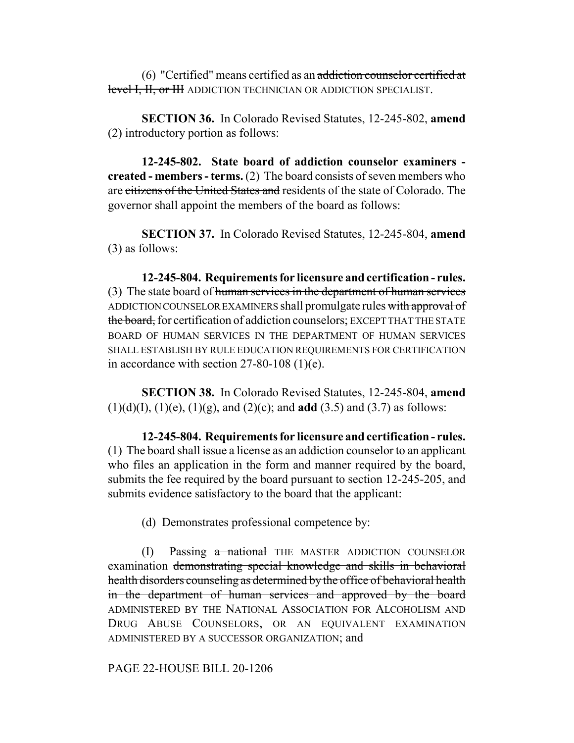(6) "Certified" means certified as an ~~addiction counselor certified at level I, II, or III~~ ADDICTION TECHNICIAN OR ADDICTION SPECIALIST.

**SECTION 36.** In Colorado Revised Statutes, 12-245-802, **amend** (2) introductory portion as follows:

**12-245-802. State board of addiction counselor examiners - created - members - terms.** (2) The board consists of seven members who are ~~citizens of the United States and~~ residents of the state of Colorado. The governor shall appoint the members of the board as follows:

**SECTION 37.** In Colorado Revised Statutes, 12-245-804, **amend** (3) as follows:

**12-245-804. Requirements for licensure and certification - rules.** (3) The state board of ~~human services in the department of human services~~ ADDICTION COUNSELOR EXAMINERS shall promulgate rules ~~with approval of the board,~~ for certification of addiction counselors; EXCEPT THAT THE STATE BOARD OF HUMAN SERVICES IN THE DEPARTMENT OF HUMAN SERVICES SHALL ESTABLISH BY RULE EDUCATION REQUIREMENTS FOR CERTIFICATION in accordance with section 27-80-108 (1)(e).

**SECTION 38.** In Colorado Revised Statutes, 12-245-804, **amend** (1)(d)(I), (1)(e), (1)(g), and (2)(c); and **add** (3.5) and (3.7) as follows:

**12-245-804. Requirements for licensure and certification - rules.** (1) The board shall issue a license as an addiction counselor to an applicant who files an application in the form and manner required by the board, submits the fee required by the board pursuant to section 12-245-205, and submits evidence satisfactory to the board that the applicant:

(d) Demonstrates professional competence by:

(I) Passing ~~a national~~ THE MASTER ADDICTION COUNSELOR examination ~~demonstrating special knowledge and skills in behavioral health disorders counseling as determined by the office of behavioral health in the department of human services and approved by the board~~ ADMINISTERED BY THE NATIONAL ASSOCIATION FOR ALCOHOLISM AND DRUG ABUSE COUNSELORS, OR AN EQUIVALENT EXAMINATION ADMINISTERED BY A SUCCESSOR ORGANIZATION; and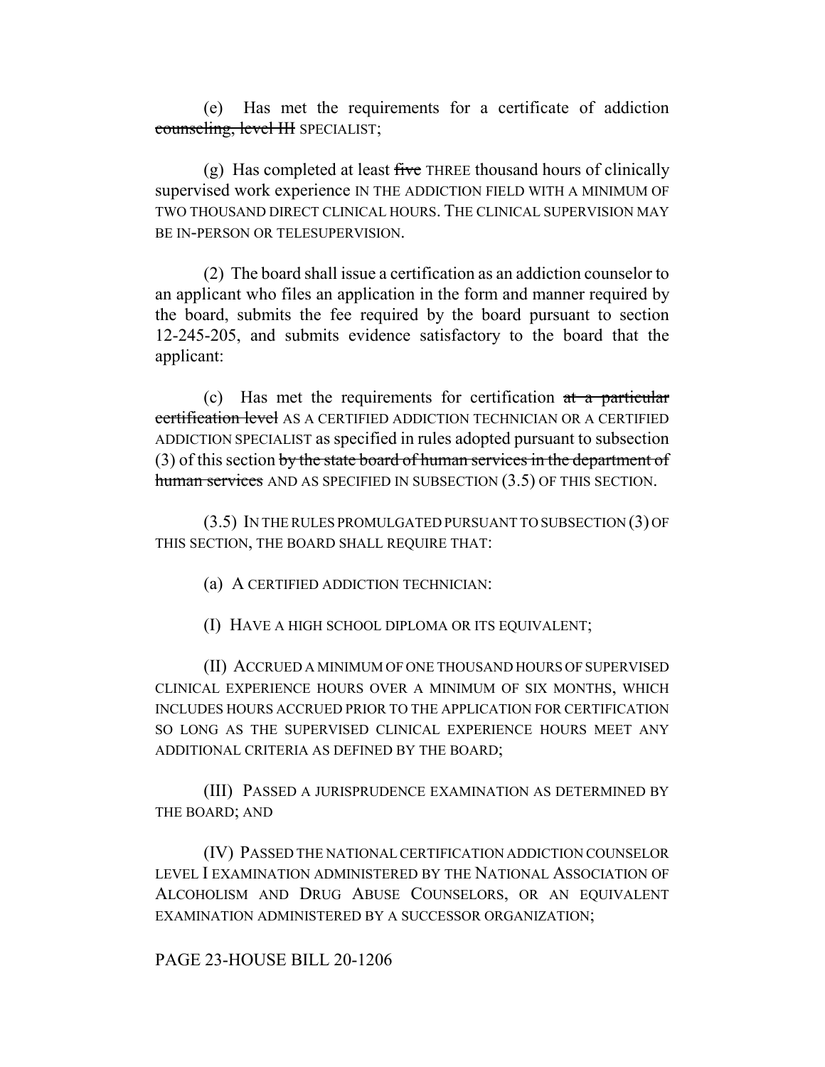(e) Has met the requirements for a certificate of addiction ~~counseling, level III~~ SPECIALIST;

(g) Has completed at least ~~five~~ THREE thousand hours of clinically supervised work experience IN THE ADDICTION FIELD WITH A MINIMUM OF TWO THOUSAND DIRECT CLINICAL HOURS. THE CLINICAL SUPERVISION MAY BE IN-PERSON OR TELESUPERVISION.

(2) The board shall issue a certification as an addiction counselor to an applicant who files an application in the form and manner required by the board, submits the fee required by the board pursuant to section 12-245-205, and submits evidence satisfactory to the board that the applicant:

(c) Has met the requirements for certification ~~at a particular certification level~~ AS A CERTIFIED ADDICTION TECHNICIAN OR A CERTIFIED ADDICTION SPECIALIST as specified in rules adopted pursuant to subsection (3) of this section ~~by the state board of human services in the department of human services~~ AND AS SPECIFIED IN SUBSECTION (3.5) OF THIS SECTION.

(3.5) IN THE RULES PROMULGATED PURSUANT TO SUBSECTION (3) OF THIS SECTION, THE BOARD SHALL REQUIRE THAT:

(a) A CERTIFIED ADDICTION TECHNICIAN:

(I) HAVE A HIGH SCHOOL DIPLOMA OR ITS EQUIVALENT;

(II) ACCRUED A MINIMUM OF ONE THOUSAND HOURS OF SUPERVISED CLINICAL EXPERIENCE HOURS OVER A MINIMUM OF SIX MONTHS, WHICH INCLUDES HOURS ACCRUED PRIOR TO THE APPLICATION FOR CERTIFICATION SO LONG AS THE SUPERVISED CLINICAL EXPERIENCE HOURS MEET ANY ADDITIONAL CRITERIA AS DEFINED BY THE BOARD;

(III) PASSED A JURISPRUDENCE EXAMINATION AS DETERMINED BY THE BOARD; AND

(IV) PASSED THE NATIONAL CERTIFICATION ADDICTION COUNSELOR LEVEL I EXAMINATION ADMINISTERED BY THE NATIONAL ASSOCIATION OF ALCOHOLISM AND DRUG ABUSE COUNSELORS, OR AN EQUIVALENT EXAMINATION ADMINISTERED BY A SUCCESSOR ORGANIZATION;

PAGE 23-HOUSE BILL 20-1206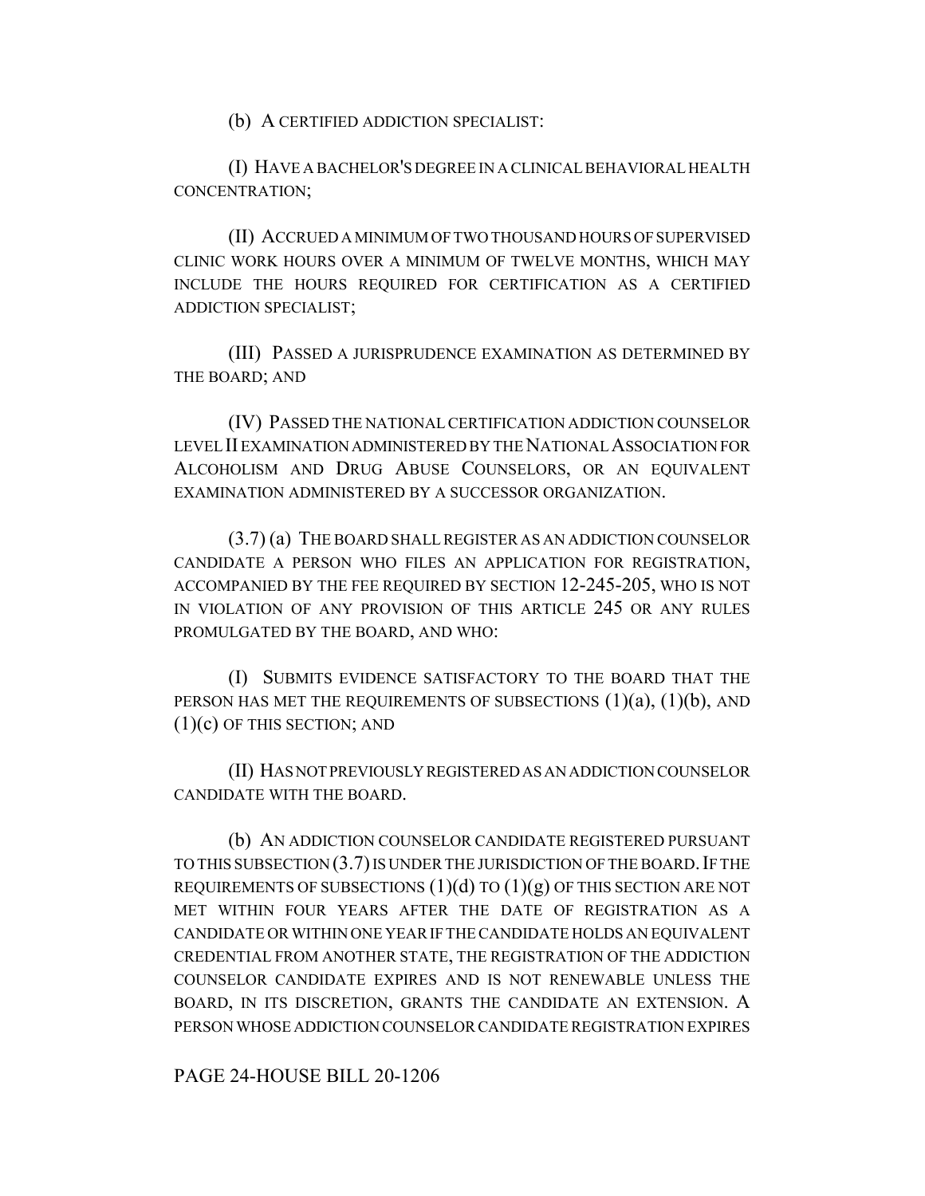(b) A CERTIFIED ADDICTION SPECIALIST:

(I) HAVE A BACHELOR'S DEGREE IN A CLINICAL BEHAVIORAL HEALTH CONCENTRATION;

(II) ACCRUED A MINIMUM OF TWO THOUSAND HOURS OF SUPERVISED CLINIC WORK HOURS OVER A MINIMUM OF TWELVE MONTHS, WHICH MAY INCLUDE THE HOURS REQUIRED FOR CERTIFICATION AS A CERTIFIED ADDICTION SPECIALIST;

(III) PASSED A JURISPRUDENCE EXAMINATION AS DETERMINED BY THE BOARD; AND

(IV) PASSED THE NATIONAL CERTIFICATION ADDICTION COUNSELOR LEVEL II EXAMINATION ADMINISTERED BY THE NATIONAL ASSOCIATION FOR ALCOHOLISM AND DRUG ABUSE COUNSELORS, OR AN EQUIVALENT EXAMINATION ADMINISTERED BY A SUCCESSOR ORGANIZATION.

(3.7) (a) THE BOARD SHALL REGISTER AS AN ADDICTION COUNSELOR CANDIDATE A PERSON WHO FILES AN APPLICATION FOR REGISTRATION, ACCOMPANIED BY THE FEE REQUIRED BY SECTION 12-245-205, WHO IS NOT IN VIOLATION OF ANY PROVISION OF THIS ARTICLE 245 OR ANY RULES PROMULGATED BY THE BOARD, AND WHO:

(I) SUBMITS EVIDENCE SATISFACTORY TO THE BOARD THAT THE PERSON HAS MET THE REQUIREMENTS OF SUBSECTIONS (1)(a), (1)(b), AND (1)(c) OF THIS SECTION; AND

(II) HAS NOT PREVIOUSLY REGISTERED AS AN ADDICTION COUNSELOR CANDIDATE WITH THE BOARD.

(b) AN ADDICTION COUNSELOR CANDIDATE REGISTERED PURSUANT TO THIS SUBSECTION (3.7) IS UNDER THE JURISDICTION OF THE BOARD. IF THE REQUIREMENTS OF SUBSECTIONS (1)(d) TO (1)(g) OF THIS SECTION ARE NOT MET WITHIN FOUR YEARS AFTER THE DATE OF REGISTRATION AS A CANDIDATE OR WITHIN ONE YEAR IF THE CANDIDATE HOLDS AN EQUIVALENT CREDENTIAL FROM ANOTHER STATE, THE REGISTRATION OF THE ADDICTION COUNSELOR CANDIDATE EXPIRES AND IS NOT RENEWABLE UNLESS THE BOARD, IN ITS DISCRETION, GRANTS THE CANDIDATE AN EXTENSION. A PERSON WHOSE ADDICTION COUNSELOR CANDIDATE REGISTRATION EXPIRES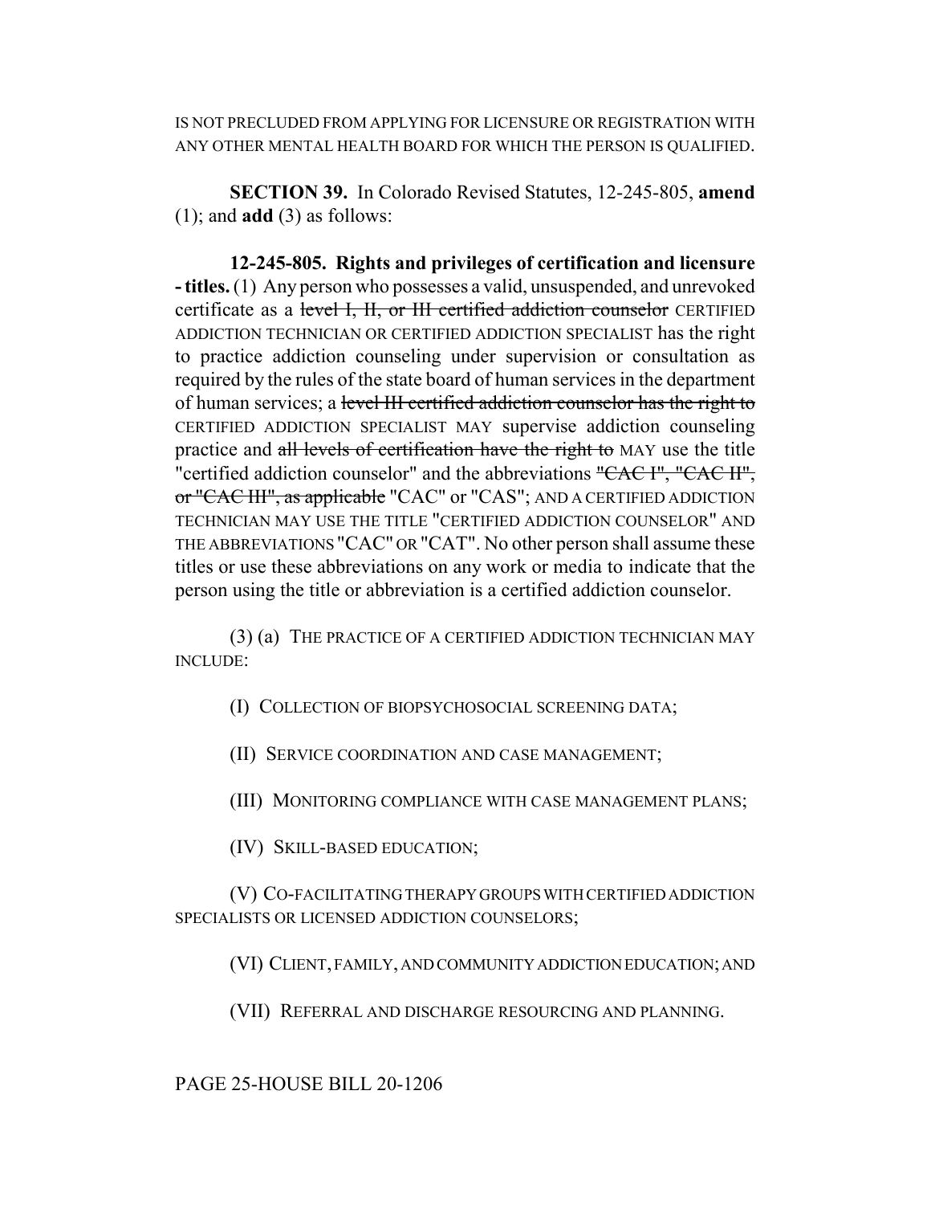IS NOT PRECLUDED FROM APPLYING FOR LICENSURE OR REGISTRATION WITH ANY OTHER MENTAL HEALTH BOARD FOR WHICH THE PERSON IS QUALIFIED.

**SECTION 39.** In Colorado Revised Statutes, 12-245-805, **amend** (1); and **add** (3) as follows:

**12-245-805. Rights and privileges of certification and licensure - titles.** (1) Any person who possesses a valid, unsuspended, and unrevoked certificate as a ~~level I, II, or III certified addiction counselor~~ CERTIFIED ADDICTION TECHNICIAN OR CERTIFIED ADDICTION SPECIALIST has the right to practice addiction counseling under supervision or consultation as required by the rules of the state board of human services in the department of human services; a ~~level III certified addiction counselor has the right to~~ CERTIFIED ADDICTION SPECIALIST MAY supervise addiction counseling practice and ~~all levels of certification have the right to~~ MAY use the title "certified addiction counselor" and the abbreviations ~~"CAC I", "CAC II", or "CAC III", as applicable~~ "CAC" or "CAS"; AND A CERTIFIED ADDICTION TECHNICIAN MAY USE THE TITLE "CERTIFIED ADDICTION COUNSELOR" AND THE ABBREVIATIONS "CAC" OR "CAT". No other person shall assume these titles or use these abbreviations on any work or media to indicate that the person using the title or abbreviation is a certified addiction counselor.

(3) (a) THE PRACTICE OF A CERTIFIED ADDICTION TECHNICIAN MAY INCLUDE:

(I) COLLECTION OF BIOPSYCHOSOCIAL SCREENING DATA;

(II) SERVICE COORDINATION AND CASE MANAGEMENT;

(III) MONITORING COMPLIANCE WITH CASE MANAGEMENT PLANS;

(IV) SKILL-BASED EDUCATION;

(V) CO-FACILITATING THERAPY GROUPS WITH CERTIFIED ADDICTION SPECIALISTS OR LICENSED ADDICTION COUNSELORS;

(VI) CLIENT, FAMILY, AND COMMUNITY ADDICTION EDUCATION; AND

(VII) REFERRAL AND DISCHARGE RESOURCING AND PLANNING.

PAGE 25-HOUSE BILL 20-1206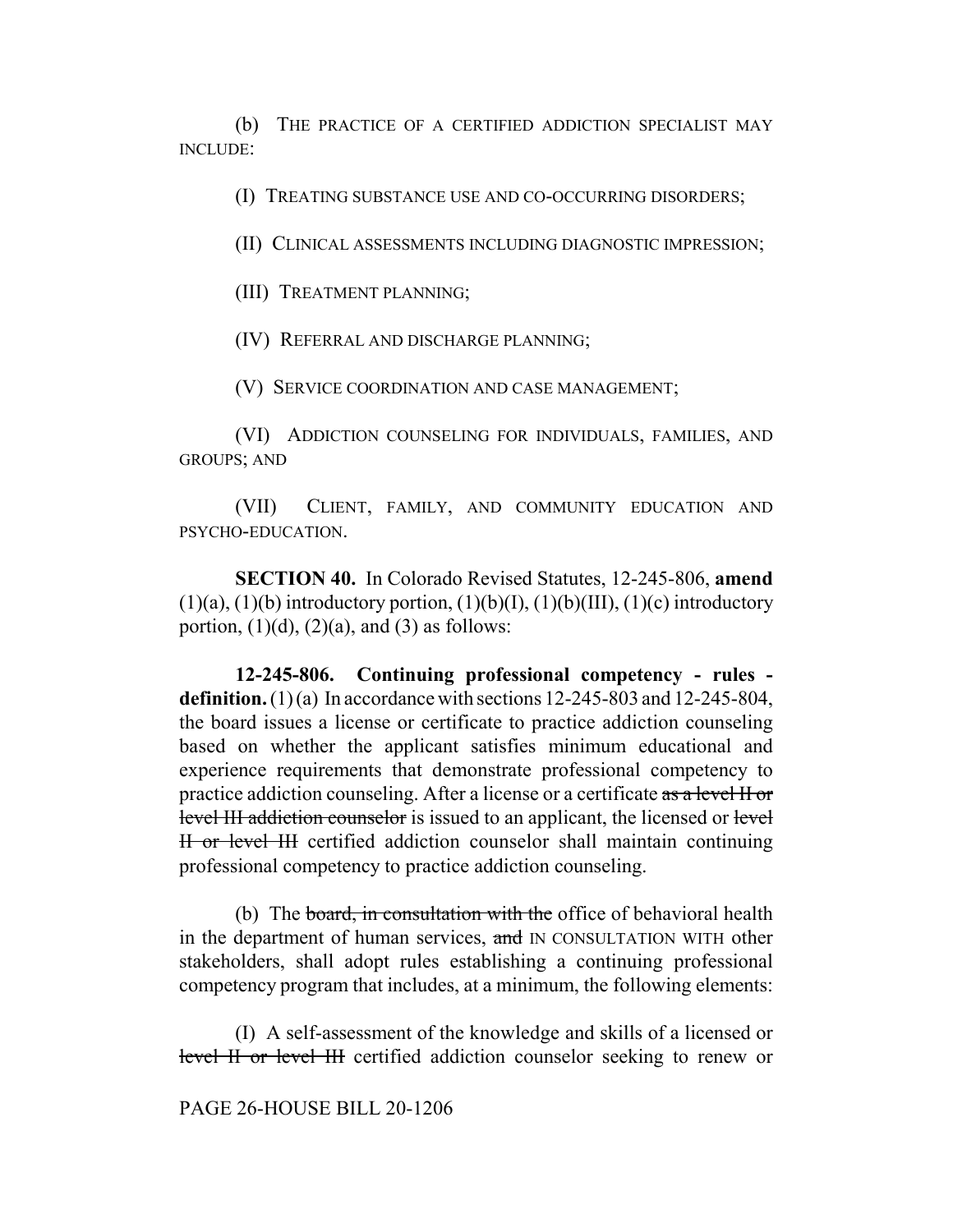(b) THE PRACTICE OF A CERTIFIED ADDICTION SPECIALIST MAY INCLUDE:

(I) TREATING SUBSTANCE USE AND CO-OCCURRING DISORDERS;

(II) CLINICAL ASSESSMENTS INCLUDING DIAGNOSTIC IMPRESSION;

(III) TREATMENT PLANNING;

(IV) REFERRAL AND DISCHARGE PLANNING;

(V) SERVICE COORDINATION AND CASE MANAGEMENT;

(VI) ADDICTION COUNSELING FOR INDIVIDUALS, FAMILIES, AND GROUPS; AND

(VII) CLIENT, FAMILY, AND COMMUNITY EDUCATION AND PSYCHO-EDUCATION.

**SECTION 40.** In Colorado Revised Statutes, 12-245-806, **amend** (1)(a), (1)(b) introductory portion, (1)(b)(I), (1)(b)(III), (1)(c) introductory portion, (1)(d), (2)(a), and (3) as follows:

**12-245-806. Continuing professional competency - rules - definition.** (1) (a) In accordance with sections 12-245-803 and 12-245-804, the board issues a license or certificate to practice addiction counseling based on whether the applicant satisfies minimum educational and experience requirements that demonstrate professional competency to practice addiction counseling. After a license or a certificate ~~as a level II or level III addiction counselor~~ is issued to an applicant, the licensed or ~~level II or level III~~ certified addiction counselor shall maintain continuing professional competency to practice addiction counseling.

(b) The ~~board, in consultation with the~~ office of behavioral health in the department of human services, ~~and~~ IN CONSULTATION WITH other stakeholders, shall adopt rules establishing a continuing professional competency program that includes, at a minimum, the following elements:

(I) A self-assessment of the knowledge and skills of a licensed or ~~level II or level III~~ certified addiction counselor seeking to renew or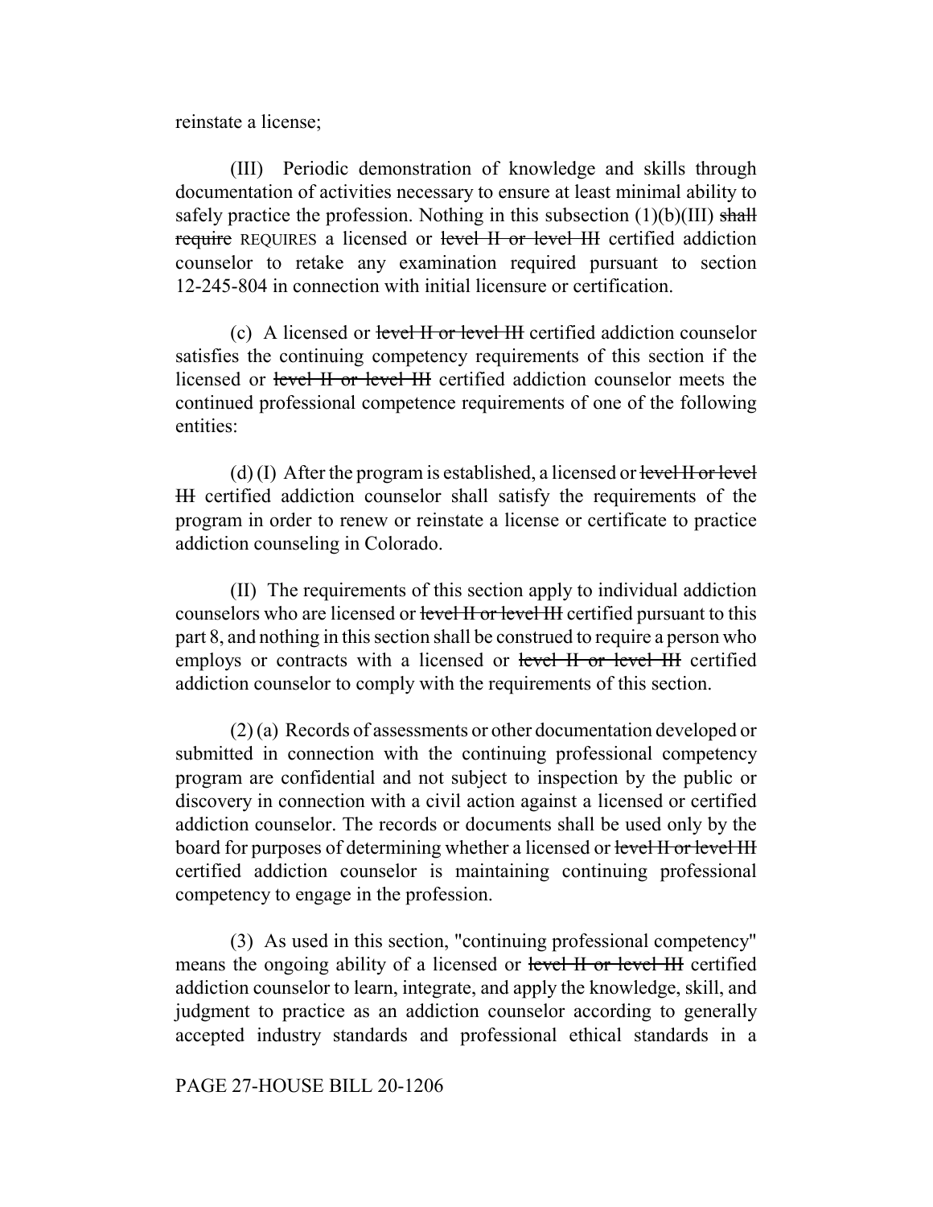reinstate a license;

(III) Periodic demonstration of knowledge and skills through documentation of activities necessary to ensure at least minimal ability to safely practice the profession. Nothing in this subsection (1)(b)(III) ~~shall require~~ REQUIRES a licensed or ~~level II or level III~~ certified addiction counselor to retake any examination required pursuant to section 12-245-804 in connection with initial licensure or certification.

(c) A licensed or ~~level II or level III~~ certified addiction counselor satisfies the continuing competency requirements of this section if the licensed or ~~level II or level III~~ certified addiction counselor meets the continued professional competence requirements of one of the following entities:

(d) (I) After the program is established, a licensed or ~~level II or level III~~ certified addiction counselor shall satisfy the requirements of the program in order to renew or reinstate a license or certificate to practice addiction counseling in Colorado.

(II) The requirements of this section apply to individual addiction counselors who are licensed or ~~level II or level III~~ certified pursuant to this part 8, and nothing in this section shall be construed to require a person who employs or contracts with a licensed or ~~level II or level III~~ certified addiction counselor to comply with the requirements of this section.

(2) (a) Records of assessments or other documentation developed or submitted in connection with the continuing professional competency program are confidential and not subject to inspection by the public or discovery in connection with a civil action against a licensed or certified addiction counselor. The records or documents shall be used only by the board for purposes of determining whether a licensed or ~~level II or level III~~ certified addiction counselor is maintaining continuing professional competency to engage in the profession.

(3) As used in this section, "continuing professional competency" means the ongoing ability of a licensed or ~~level II or level III~~ certified addiction counselor to learn, integrate, and apply the knowledge, skill, and judgment to practice as an addiction counselor according to generally accepted industry standards and professional ethical standards in a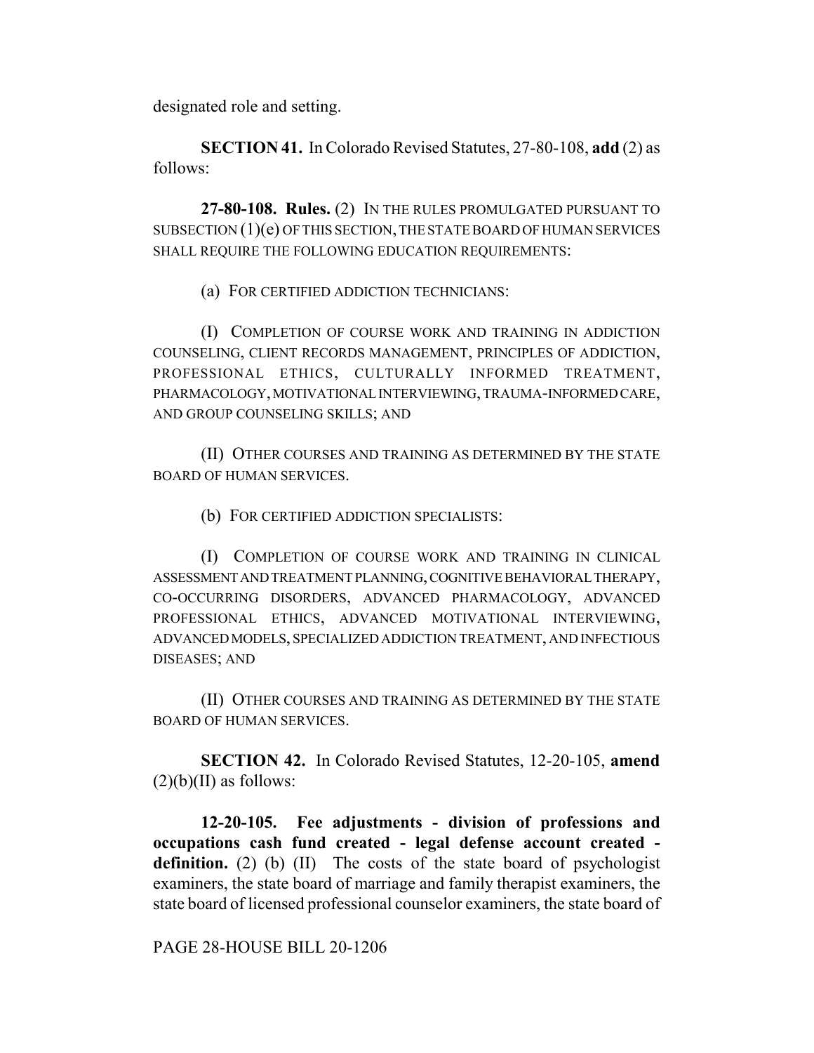designated role and setting.

**SECTION 41.** In Colorado Revised Statutes, 27-80-108, **add** (2) as follows:

**27-80-108. Rules.** (2) IN THE RULES PROMULGATED PURSUANT TO SUBSECTION (1)(e) OF THIS SECTION, THE STATE BOARD OF HUMAN SERVICES SHALL REQUIRE THE FOLLOWING EDUCATION REQUIREMENTS:

(a) FOR CERTIFIED ADDICTION TECHNICIANS:

(I) COMPLETION OF COURSE WORK AND TRAINING IN ADDICTION COUNSELING, CLIENT RECORDS MANAGEMENT, PRINCIPLES OF ADDICTION, PROFESSIONAL ETHICS, CULTURALLY INFORMED TREATMENT, PHARMACOLOGY, MOTIVATIONAL INTERVIEWING, TRAUMA-INFORMED CARE, AND GROUP COUNSELING SKILLS; AND

(II) OTHER COURSES AND TRAINING AS DETERMINED BY THE STATE BOARD OF HUMAN SERVICES.

(b) FOR CERTIFIED ADDICTION SPECIALISTS:

(I) COMPLETION OF COURSE WORK AND TRAINING IN CLINICAL ASSESSMENT AND TREATMENT PLANNING, COGNITIVE BEHAVIORAL THERAPY, CO-OCCURRING DISORDERS, ADVANCED PHARMACOLOGY, ADVANCED PROFESSIONAL ETHICS, ADVANCED MOTIVATIONAL INTERVIEWING, ADVANCED MODELS, SPECIALIZED ADDICTION TREATMENT, AND INFECTIOUS DISEASES; AND

(II) OTHER COURSES AND TRAINING AS DETERMINED BY THE STATE BOARD OF HUMAN SERVICES.

**SECTION 42.** In Colorado Revised Statutes, 12-20-105, **amend** (2)(b)(II) as follows:

**12-20-105. Fee adjustments - division of professions and occupations cash fund created - legal defense account created - definition.** (2) (b) (II) The costs of the state board of psychologist examiners, the state board of marriage and family therapist examiners, the state board of licensed professional counselor examiners, the state board of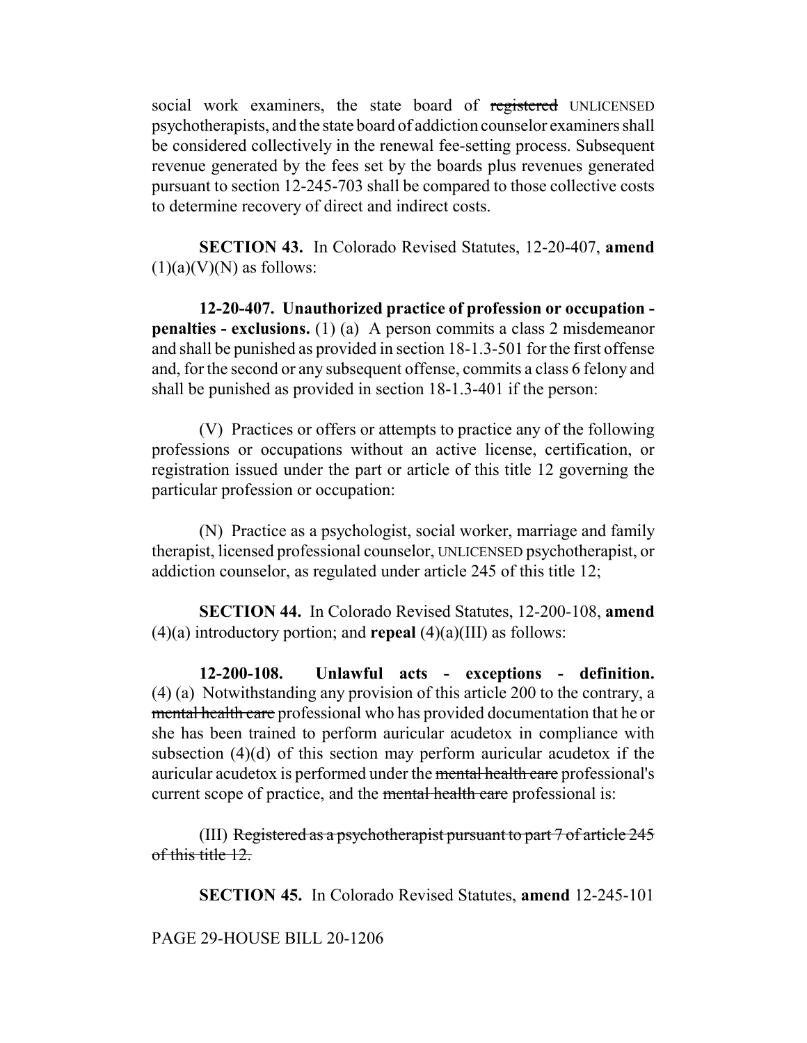social work examiners, the state board of ~~registered~~ UNLICENSED psychotherapists, and the state board of addiction counselor examiners shall be considered collectively in the renewal fee-setting process. Subsequent revenue generated by the fees set by the boards plus revenues generated pursuant to section 12-245-703 shall be compared to those collective costs to determine recovery of direct and indirect costs.

**SECTION 43.** In Colorado Revised Statutes, 12-20-407, **amend** (1)(a)(V)(N) as follows:

**12-20-407. Unauthorized practice of profession or occupation - penalties - exclusions.** (1) (a) A person commits a class 2 misdemeanor and shall be punished as provided in section 18-1.3-501 for the first offense and, for the second or any subsequent offense, commits a class 6 felony and shall be punished as provided in section 18-1.3-401 if the person:

(V) Practices or offers or attempts to practice any of the following professions or occupations without an active license, certification, or registration issued under the part or article of this title 12 governing the particular profession or occupation:

(N) Practice as a psychologist, social worker, marriage and family therapist, licensed professional counselor, UNLICENSED psychotherapist, or addiction counselor, as regulated under article 245 of this title 12;

**SECTION 44.** In Colorado Revised Statutes, 12-200-108, **amend** (4)(a) introductory portion; and **repeal** (4)(a)(III) as follows:

**12-200-108. Unlawful acts - exceptions - definition.** (4) (a) Notwithstanding any provision of this article 200 to the contrary, a ~~mental health care~~ professional who has provided documentation that he or she has been trained to perform auricular acudetox in compliance with subsection (4)(d) of this section may perform auricular acudetox if the auricular acudetox is performed under the ~~mental health care~~ professional's current scope of practice, and the ~~mental health care~~ professional is:

(III) ~~Registered as a psychotherapist pursuant to part 7 of article 245 of this title 12.~~

**SECTION 45.** In Colorado Revised Statutes, **amend** 12-245-101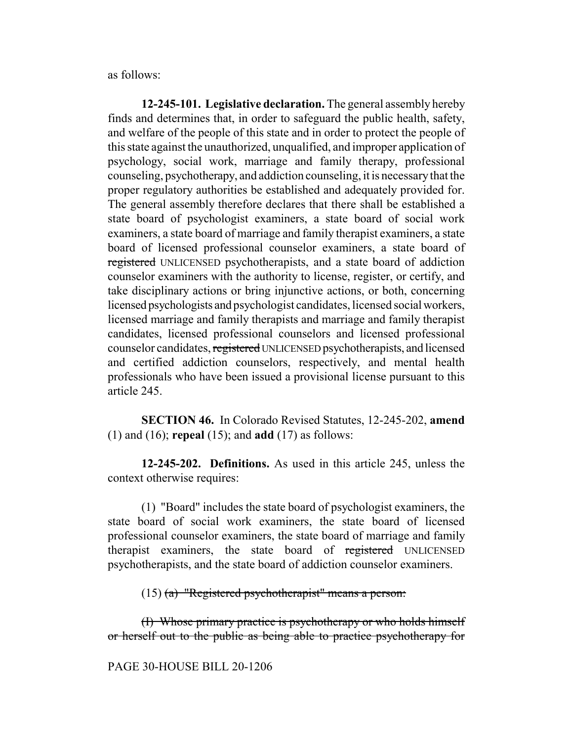as follows:

**12-245-101. Legislative declaration.** The general assembly hereby finds and determines that, in order to safeguard the public health, safety, and welfare of the people of this state and in order to protect the people of this state against the unauthorized, unqualified, and improper application of psychology, social work, marriage and family therapy, professional counseling, psychotherapy, and addiction counseling, it is necessary that the proper regulatory authorities be established and adequately provided for. The general assembly therefore declares that there shall be established a state board of psychologist examiners, a state board of social work examiners, a state board of marriage and family therapist examiners, a state board of licensed professional counselor examiners, a state board of ~~registered~~ UNLICENSED psychotherapists, and a state board of addiction counselor examiners with the authority to license, register, or certify, and take disciplinary actions or bring injunctive actions, or both, concerning licensed psychologists and psychologist candidates, licensed social workers, licensed marriage and family therapists and marriage and family therapist candidates, licensed professional counselors and licensed professional counselor candidates, ~~registered~~ UNLICENSED psychotherapists, and licensed and certified addiction counselors, respectively, and mental health professionals who have been issued a provisional license pursuant to this article 245.

**SECTION 46.** In Colorado Revised Statutes, 12-245-202, **amend** (1) and (16); **repeal** (15); and **add** (17) as follows:

**12-245-202. Definitions.** As used in this article 245, unless the context otherwise requires:

(1) "Board" includes the state board of psychologist examiners, the state board of social work examiners, the state board of licensed professional counselor examiners, the state board of marriage and family therapist examiners, the state board of ~~registered~~ UNLICENSED psychotherapists, and the state board of addiction counselor examiners.

(15) ~~(a) "Registered psychotherapist" means a person:~~

~~(I) Whose primary practice is psychotherapy or who holds himself or herself out to the public as being able to practice psychotherapy for~~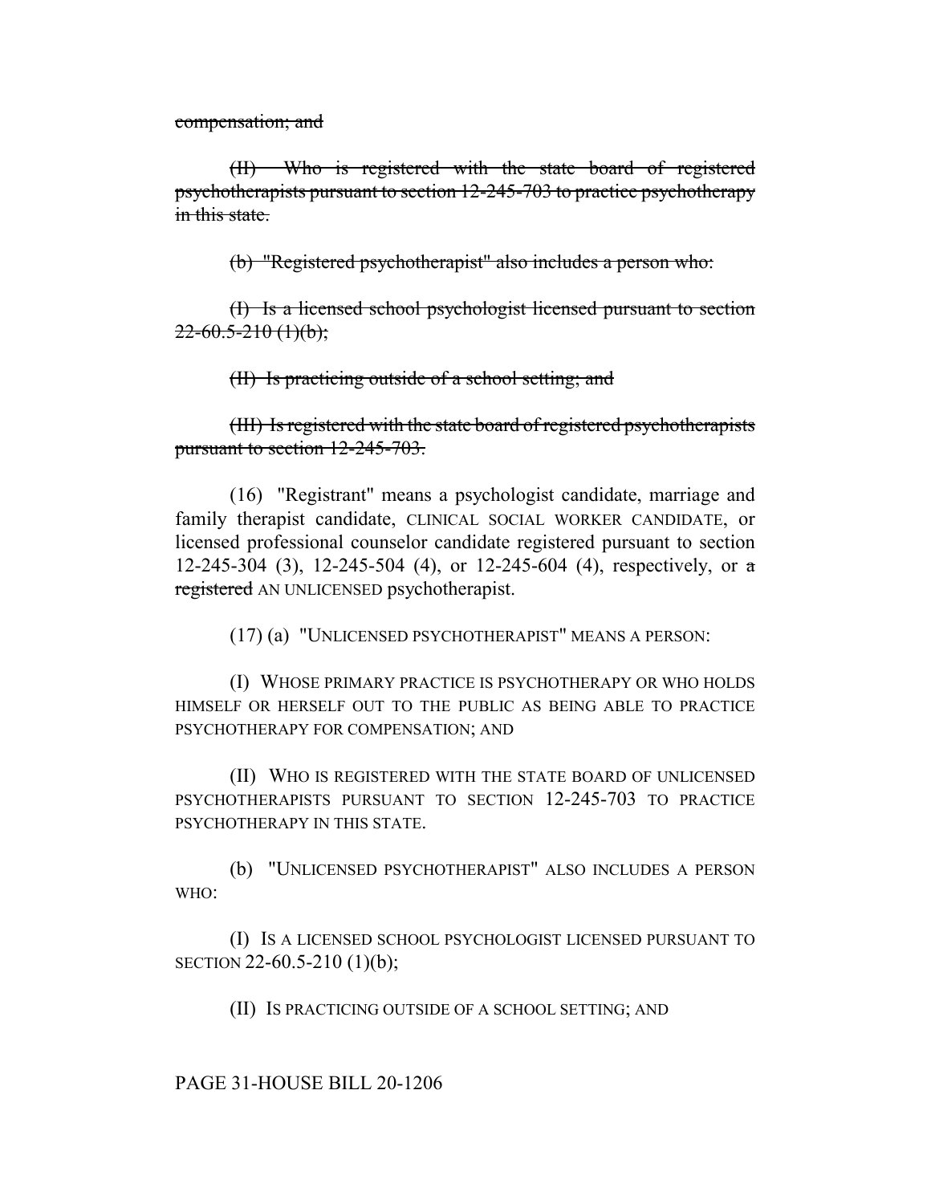~~compensation; and~~

~~(II) Who is registered with the state board of registered psychotherapists pursuant to section 12-245-703 to practice psychotherapy in this state.~~

~~(b) "Registered psychotherapist" also includes a person who:~~

~~(I) Is a licensed school psychologist licensed pursuant to section 22-60.5-210 (1)(b);~~

~~(II) Is practicing outside of a school setting; and~~

~~(III) Is registered with the state board of registered psychotherapists pursuant to section 12-245-703.~~

(16) "Registrant" means a psychologist candidate, marriage and family therapist candidate, CLINICAL SOCIAL WORKER CANDIDATE, or licensed professional counselor candidate registered pursuant to section 12-245-304 (3), 12-245-504 (4), or 12-245-604 (4), respectively, or ~~a registered~~ AN UNLICENSED psychotherapist.

(17) (a) "UNLICENSED PSYCHOTHERAPIST" MEANS A PERSON:

(I) WHOSE PRIMARY PRACTICE IS PSYCHOTHERAPY OR WHO HOLDS HIMSELF OR HERSELF OUT TO THE PUBLIC AS BEING ABLE TO PRACTICE PSYCHOTHERAPY FOR COMPENSATION; AND

(II) WHO IS REGISTERED WITH THE STATE BOARD OF UNLICENSED PSYCHOTHERAPISTS PURSUANT TO SECTION 12-245-703 TO PRACTICE PSYCHOTHERAPY IN THIS STATE.

(b) "UNLICENSED PSYCHOTHERAPIST" ALSO INCLUDES A PERSON WHO:

(I) IS A LICENSED SCHOOL PSYCHOLOGIST LICENSED PURSUANT TO SECTION 22-60.5-210 (1)(b);

(II) IS PRACTICING OUTSIDE OF A SCHOOL SETTING; AND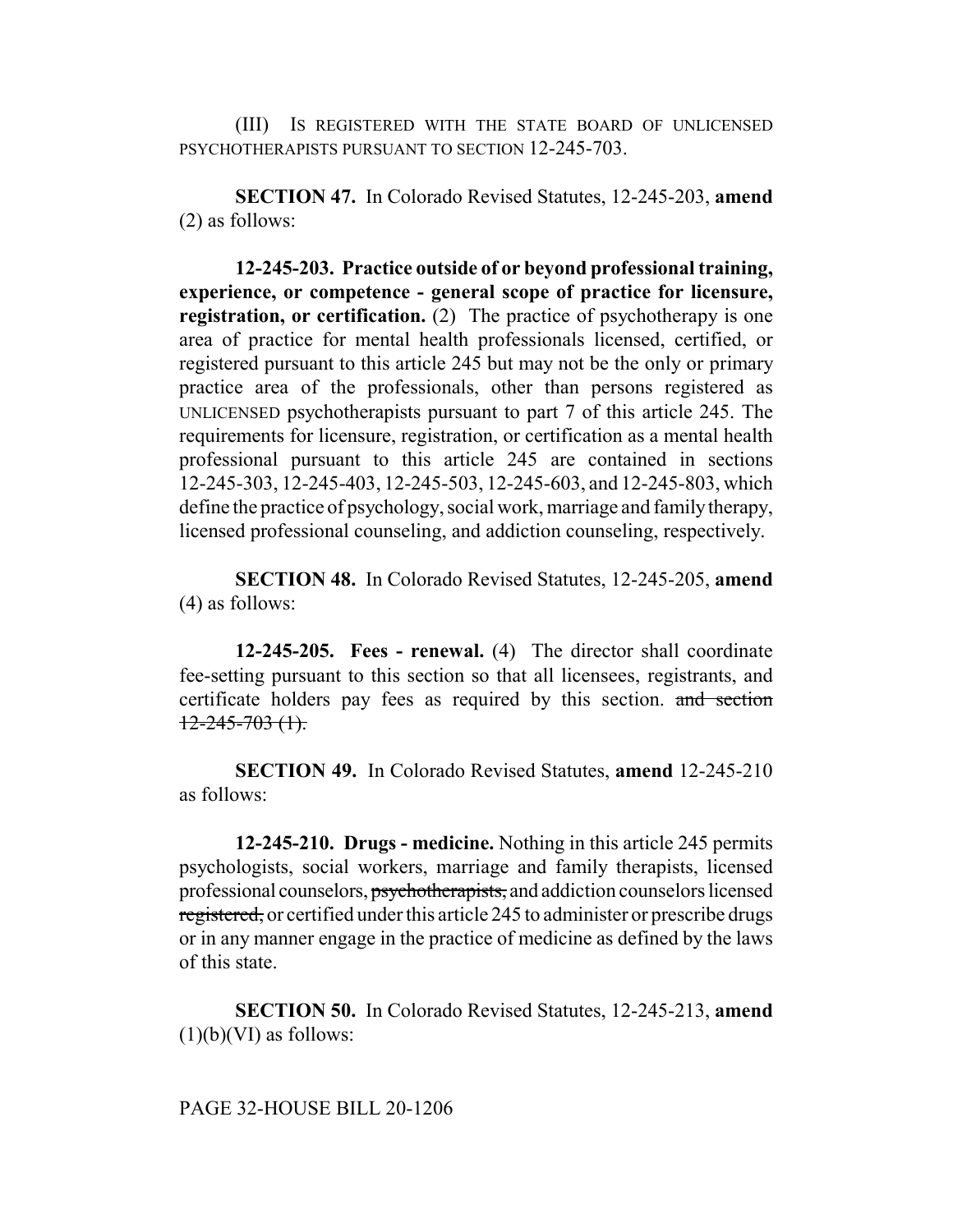(III) IS REGISTERED WITH THE STATE BOARD OF UNLICENSED PSYCHOTHERAPISTS PURSUANT TO SECTION 12-245-703.

**SECTION 47.** In Colorado Revised Statutes, 12-245-203, **amend** (2) as follows:

**12-245-203. Practice outside of or beyond professional training, experience, or competence - general scope of practice for licensure, registration, or certification.** (2) The practice of psychotherapy is one area of practice for mental health professionals licensed, certified, or registered pursuant to this article 245 but may not be the only or primary practice area of the professionals, other than persons registered as UNLICENSED psychotherapists pursuant to part 7 of this article 245. The requirements for licensure, registration, or certification as a mental health professional pursuant to this article 245 are contained in sections 12-245-303, 12-245-403, 12-245-503, 12-245-603, and 12-245-803, which define the practice of psychology, social work, marriage and family therapy, licensed professional counseling, and addiction counseling, respectively.

**SECTION 48.** In Colorado Revised Statutes, 12-245-205, **amend** (4) as follows:

**12-245-205. Fees - renewal.** (4) The director shall coordinate fee-setting pursuant to this section so that all licensees, registrants, and certificate holders pay fees as required by this section. ~~and section 12-245-703 (1).~~

**SECTION 49.** In Colorado Revised Statutes, **amend** 12-245-210 as follows:

**12-245-210. Drugs - medicine.** Nothing in this article 245 permits psychologists, social workers, marriage and family therapists, licensed professional counselors, ~~psychotherapists,~~ and addiction counselors licensed ~~registered,~~ or certified under this article 245 to administer or prescribe drugs or in any manner engage in the practice of medicine as defined by the laws of this state.

**SECTION 50.** In Colorado Revised Statutes, 12-245-213, **amend** (1)(b)(VI) as follows: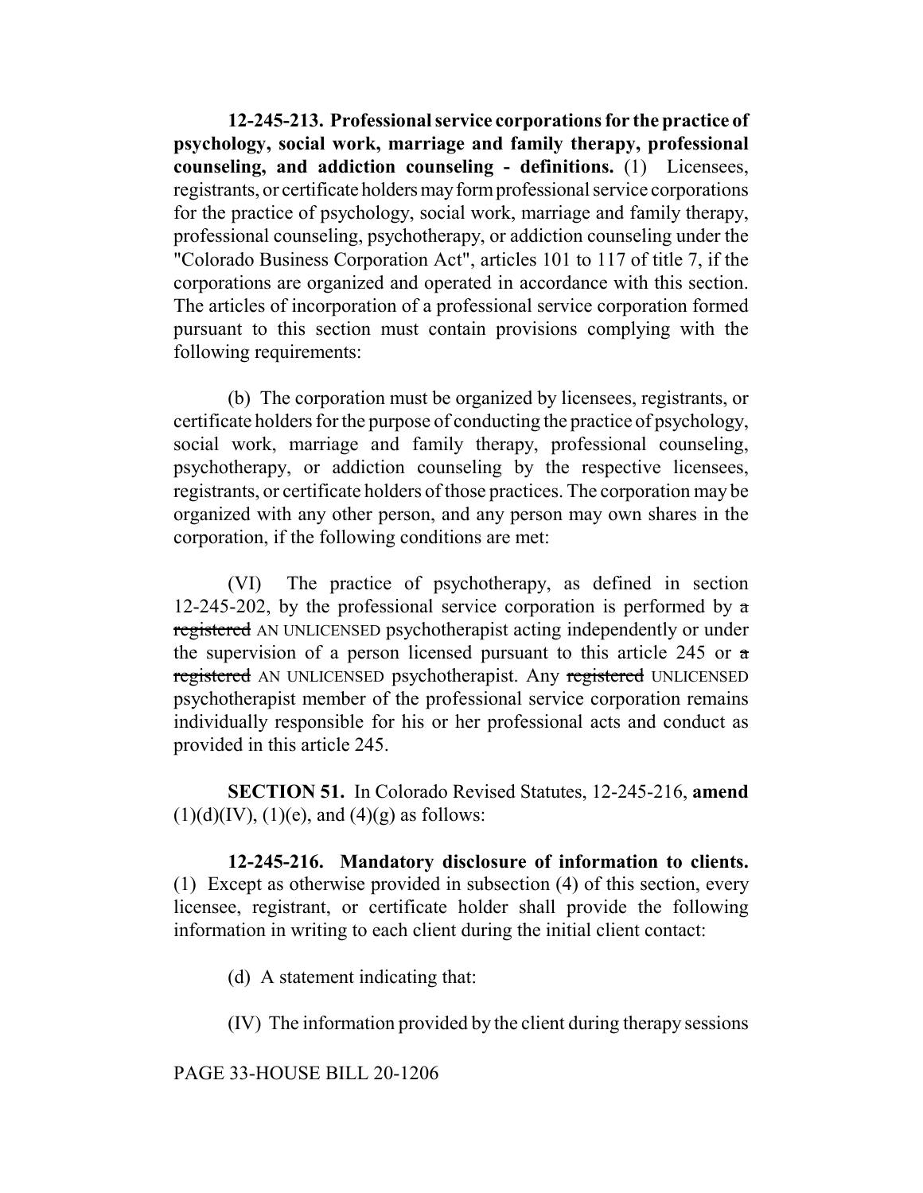**12-245-213. Professional service corporations for the practice of psychology, social work, marriage and family therapy, professional counseling, and addiction counseling - definitions.** (1) Licensees, registrants, or certificate holders may form professional service corporations for the practice of psychology, social work, marriage and family therapy, professional counseling, psychotherapy, or addiction counseling under the "Colorado Business Corporation Act", articles 101 to 117 of title 7, if the corporations are organized and operated in accordance with this section. The articles of incorporation of a professional service corporation formed pursuant to this section must contain provisions complying with the following requirements:

(b) The corporation must be organized by licensees, registrants, or certificate holders for the purpose of conducting the practice of psychology, social work, marriage and family therapy, professional counseling, psychotherapy, or addiction counseling by the respective licensees, registrants, or certificate holders of those practices. The corporation may be organized with any other person, and any person may own shares in the corporation, if the following conditions are met:

(VI) The practice of psychotherapy, as defined in section 12-245-202, by the professional service corporation is performed by ~~a registered~~ AN UNLICENSED psychotherapist acting independently or under the supervision of a person licensed pursuant to this article 245 or ~~a registered~~ AN UNLICENSED psychotherapist. Any ~~registered~~ UNLICENSED psychotherapist member of the professional service corporation remains individually responsible for his or her professional acts and conduct as provided in this article 245.

**SECTION 51.** In Colorado Revised Statutes, 12-245-216, **amend** (1)(d)(IV), (1)(e), and (4)(g) as follows:

**12-245-216. Mandatory disclosure of information to clients.** (1) Except as otherwise provided in subsection (4) of this section, every licensee, registrant, or certificate holder shall provide the following information in writing to each client during the initial client contact:

(d) A statement indicating that:

(IV) The information provided by the client during therapy sessions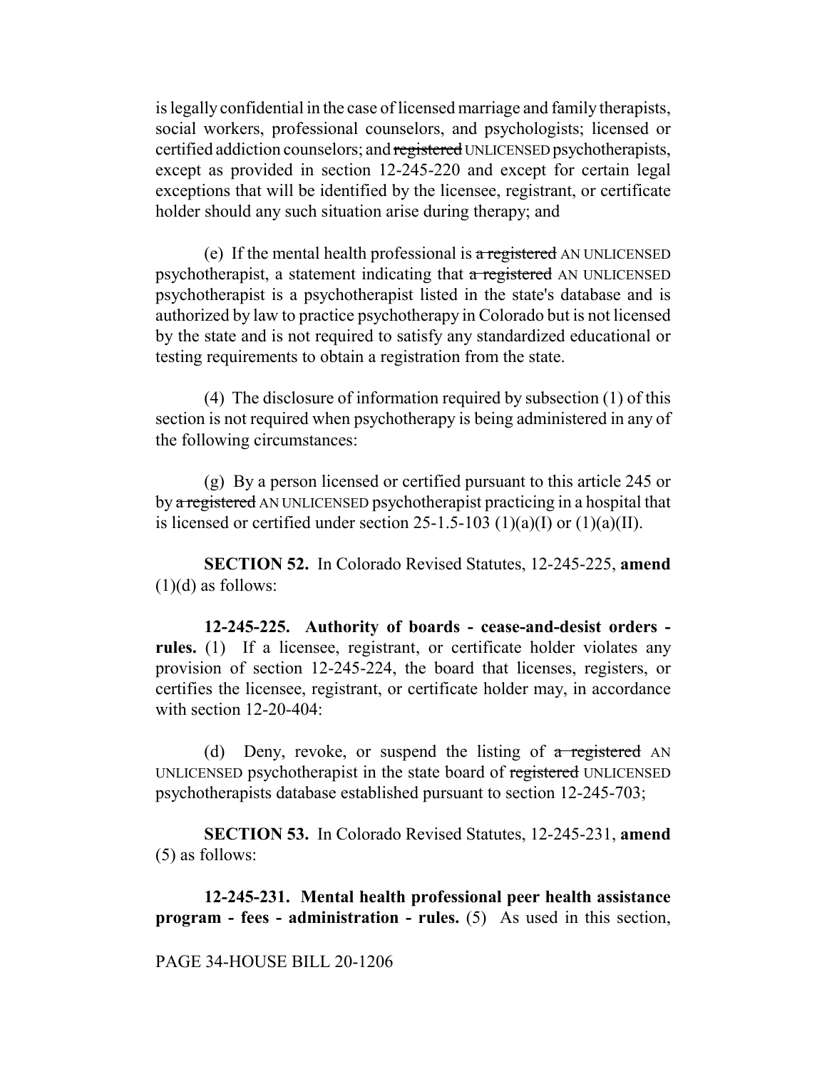is legally confidential in the case of licensed marriage and family therapists, social workers, professional counselors, and psychologists; licensed or certified addiction counselors; and ~~registered~~ UNLICENSED psychotherapists, except as provided in section 12-245-220 and except for certain legal exceptions that will be identified by the licensee, registrant, or certificate holder should any such situation arise during therapy; and

(e) If the mental health professional is ~~a registered~~ AN UNLICENSED psychotherapist, a statement indicating that ~~a registered~~ AN UNLICENSED psychotherapist is a psychotherapist listed in the state's database and is authorized by law to practice psychotherapy in Colorado but is not licensed by the state and is not required to satisfy any standardized educational or testing requirements to obtain a registration from the state.

(4) The disclosure of information required by subsection (1) of this section is not required when psychotherapy is being administered in any of the following circumstances:

(g) By a person licensed or certified pursuant to this article 245 or by ~~a registered~~ AN UNLICENSED psychotherapist practicing in a hospital that is licensed or certified under section 25-1.5-103 (1)(a)(I) or (1)(a)(II).

**SECTION 52.** In Colorado Revised Statutes, 12-245-225, **amend** (1)(d) as follows:

**12-245-225. Authority of boards - cease-and-desist orders - rules.** (1) If a licensee, registrant, or certificate holder violates any provision of section 12-245-224, the board that licenses, registers, or certifies the licensee, registrant, or certificate holder may, in accordance with section 12-20-404:

(d) Deny, revoke, or suspend the listing of ~~a registered~~ AN UNLICENSED psychotherapist in the state board of ~~registered~~ UNLICENSED psychotherapists database established pursuant to section 12-245-703;

**SECTION 53.** In Colorado Revised Statutes, 12-245-231, **amend** (5) as follows:

**12-245-231. Mental health professional peer health assistance program - fees - administration - rules.** (5) As used in this section,

PAGE 34-HOUSE BILL 20-1206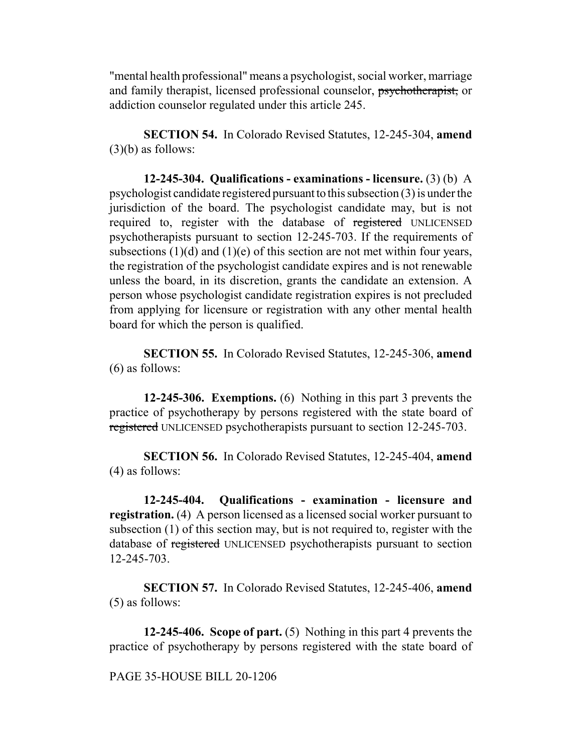"mental health professional" means a psychologist, social worker, marriage and family therapist, licensed professional counselor, ~~psychotherapist,~~ or addiction counselor regulated under this article 245.

**SECTION 54.** In Colorado Revised Statutes, 12-245-304, **amend** (3)(b) as follows:

**12-245-304. Qualifications - examinations - licensure.** (3) (b) A psychologist candidate registered pursuant to this subsection (3) is under the jurisdiction of the board. The psychologist candidate may, but is not required to, register with the database of ~~registered~~ UNLICENSED psychotherapists pursuant to section 12-245-703. If the requirements of subsections (1)(d) and (1)(e) of this section are not met within four years, the registration of the psychologist candidate expires and is not renewable unless the board, in its discretion, grants the candidate an extension. A person whose psychologist candidate registration expires is not precluded from applying for licensure or registration with any other mental health board for which the person is qualified.

**SECTION 55.** In Colorado Revised Statutes, 12-245-306, **amend** (6) as follows:

**12-245-306. Exemptions.** (6) Nothing in this part 3 prevents the practice of psychotherapy by persons registered with the state board of ~~registered~~ UNLICENSED psychotherapists pursuant to section 12-245-703.

**SECTION 56.** In Colorado Revised Statutes, 12-245-404, **amend** (4) as follows:

**12-245-404. Qualifications - examination - licensure and registration.** (4) A person licensed as a licensed social worker pursuant to subsection (1) of this section may, but is not required to, register with the database of ~~registered~~ UNLICENSED psychotherapists pursuant to section 12-245-703.

**SECTION 57.** In Colorado Revised Statutes, 12-245-406, **amend** (5) as follows:

**12-245-406. Scope of part.** (5) Nothing in this part 4 prevents the practice of psychotherapy by persons registered with the state board of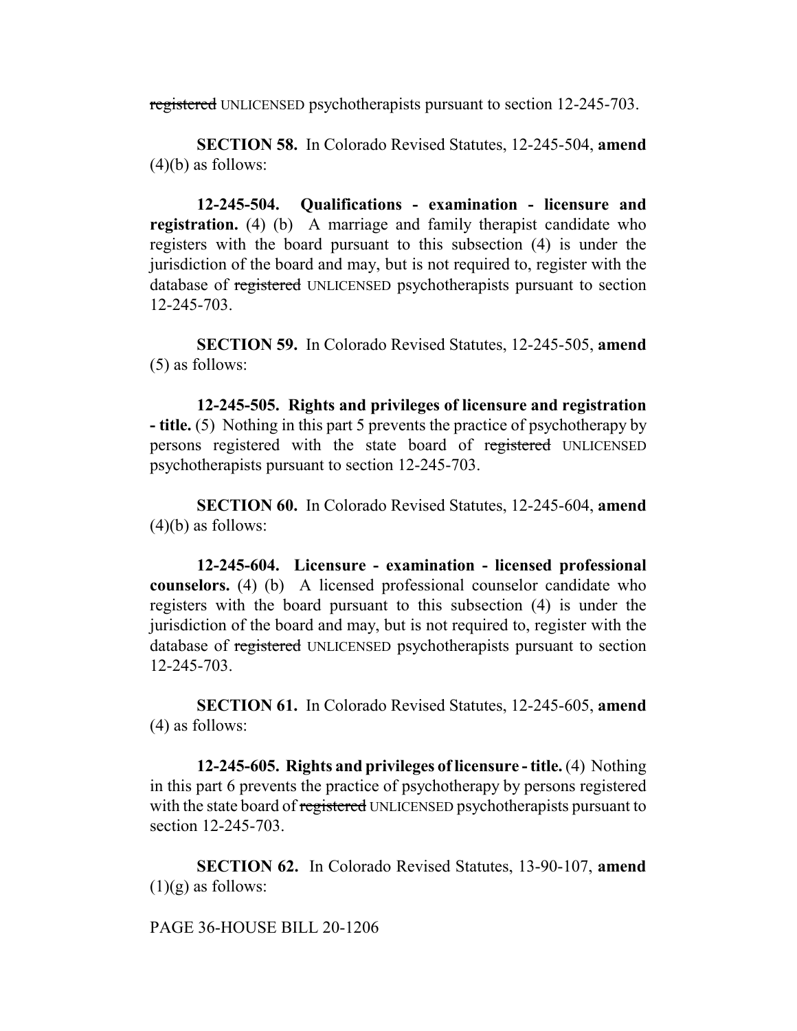~~registered~~ UNLICENSED psychotherapists pursuant to section 12-245-703.

**SECTION 58.** In Colorado Revised Statutes, 12-245-504, **amend** (4)(b) as follows:

**12-245-504. Qualifications - examination - licensure and registration.** (4) (b) A marriage and family therapist candidate who registers with the board pursuant to this subsection (4) is under the jurisdiction of the board and may, but is not required to, register with the database of ~~registered~~ UNLICENSED psychotherapists pursuant to section 12-245-703.

**SECTION 59.** In Colorado Revised Statutes, 12-245-505, **amend** (5) as follows:

**12-245-505. Rights and privileges of licensure and registration - title.** (5) Nothing in this part 5 prevents the practice of psychotherapy by persons registered with the state board of ~~registered~~ UNLICENSED psychotherapists pursuant to section 12-245-703.

**SECTION 60.** In Colorado Revised Statutes, 12-245-604, **amend** (4)(b) as follows:

**12-245-604. Licensure - examination - licensed professional counselors.** (4) (b) A licensed professional counselor candidate who registers with the board pursuant to this subsection (4) is under the jurisdiction of the board and may, but is not required to, register with the database of ~~registered~~ UNLICENSED psychotherapists pursuant to section 12-245-703.

**SECTION 61.** In Colorado Revised Statutes, 12-245-605, **amend** (4) as follows:

**12-245-605. Rights and privileges of licensure - title.** (4) Nothing in this part 6 prevents the practice of psychotherapy by persons registered with the state board of ~~registered~~ UNLICENSED psychotherapists pursuant to section 12-245-703.

**SECTION 62.** In Colorado Revised Statutes, 13-90-107, **amend** (1)(g) as follows: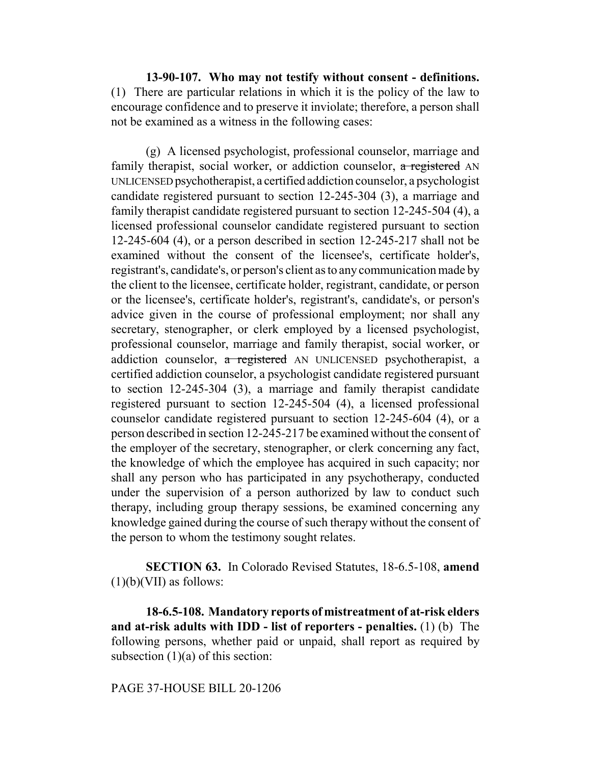**13-90-107. Who may not testify without consent - definitions.** (1) There are particular relations in which it is the policy of the law to encourage confidence and to preserve it inviolate; therefore, a person shall not be examined as a witness in the following cases:

(g) A licensed psychologist, professional counselor, marriage and family therapist, social worker, or addiction counselor, ~~a registered~~ AN UNLICENSED psychotherapist, a certified addiction counselor, a psychologist candidate registered pursuant to section 12-245-304 (3), a marriage and family therapist candidate registered pursuant to section 12-245-504 (4), a licensed professional counselor candidate registered pursuant to section 12-245-604 (4), or a person described in section 12-245-217 shall not be examined without the consent of the licensee's, certificate holder's, registrant's, candidate's, or person's client as to any communication made by the client to the licensee, certificate holder, registrant, candidate, or person or the licensee's, certificate holder's, registrant's, candidate's, or person's advice given in the course of professional employment; nor shall any secretary, stenographer, or clerk employed by a licensed psychologist, professional counselor, marriage and family therapist, social worker, or addiction counselor, ~~a registered~~ AN UNLICENSED psychotherapist, a certified addiction counselor, a psychologist candidate registered pursuant to section 12-245-304 (3), a marriage and family therapist candidate registered pursuant to section 12-245-504 (4), a licensed professional counselor candidate registered pursuant to section 12-245-604 (4), or a person described in section 12-245-217 be examined without the consent of the employer of the secretary, stenographer, or clerk concerning any fact, the knowledge of which the employee has acquired in such capacity; nor shall any person who has participated in any psychotherapy, conducted under the supervision of a person authorized by law to conduct such therapy, including group therapy sessions, be examined concerning any knowledge gained during the course of such therapy without the consent of the person to whom the testimony sought relates.

**SECTION 63.** In Colorado Revised Statutes, 18-6.5-108, **amend** (1)(b)(VII) as follows:

**18-6.5-108. Mandatory reports of mistreatment of at-risk elders and at-risk adults with IDD - list of reporters - penalties.** (1) (b) The following persons, whether paid or unpaid, shall report as required by subsection (1)(a) of this section: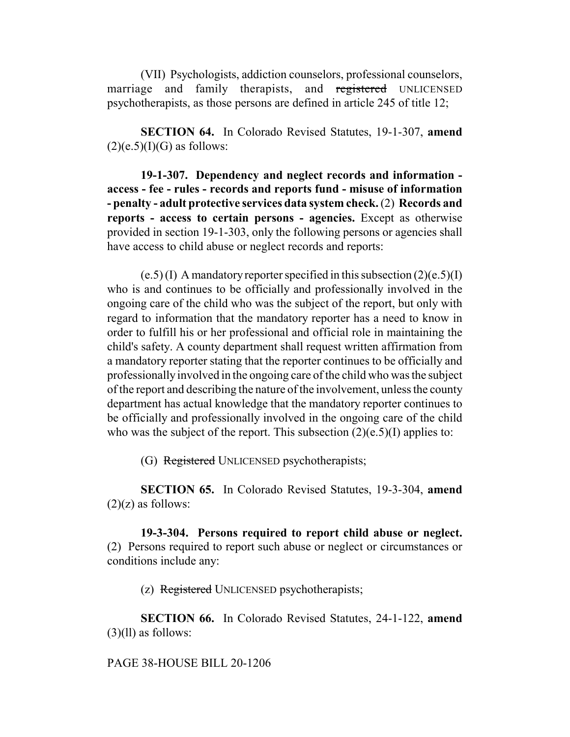(VII) Psychologists, addiction counselors, professional counselors, marriage and family therapists, and ~~registered~~ UNLICENSED psychotherapists, as those persons are defined in article 245 of title 12;

**SECTION 64.** In Colorado Revised Statutes, 19-1-307, **amend** (2)(e.5)(I)(G) as follows:

**19-1-307. Dependency and neglect records and information - access - fee - rules - records and reports fund - misuse of information - penalty - adult protective services data system check.** (2) **Records and reports - access to certain persons - agencies.** Except as otherwise provided in section 19-1-303, only the following persons or agencies shall have access to child abuse or neglect records and reports:

(e.5) (I) A mandatory reporter specified in this subsection (2)(e.5)(I) who is and continues to be officially and professionally involved in the ongoing care of the child who was the subject of the report, but only with regard to information that the mandatory reporter has a need to know in order to fulfill his or her professional and official role in maintaining the child's safety. A county department shall request written affirmation from a mandatory reporter stating that the reporter continues to be officially and professionally involved in the ongoing care of the child who was the subject of the report and describing the nature of the involvement, unless the county department has actual knowledge that the mandatory reporter continues to be officially and professionally involved in the ongoing care of the child who was the subject of the report. This subsection (2)(e.5)(I) applies to:

(G) ~~Registered~~ UNLICENSED psychotherapists;

**SECTION 65.** In Colorado Revised Statutes, 19-3-304, **amend** (2)(z) as follows:

**19-3-304. Persons required to report child abuse or neglect.** (2) Persons required to report such abuse or neglect or circumstances or conditions include any:

(z) ~~Registered~~ UNLICENSED psychotherapists;

**SECTION 66.** In Colorado Revised Statutes, 24-1-122, **amend** (3)(ll) as follows: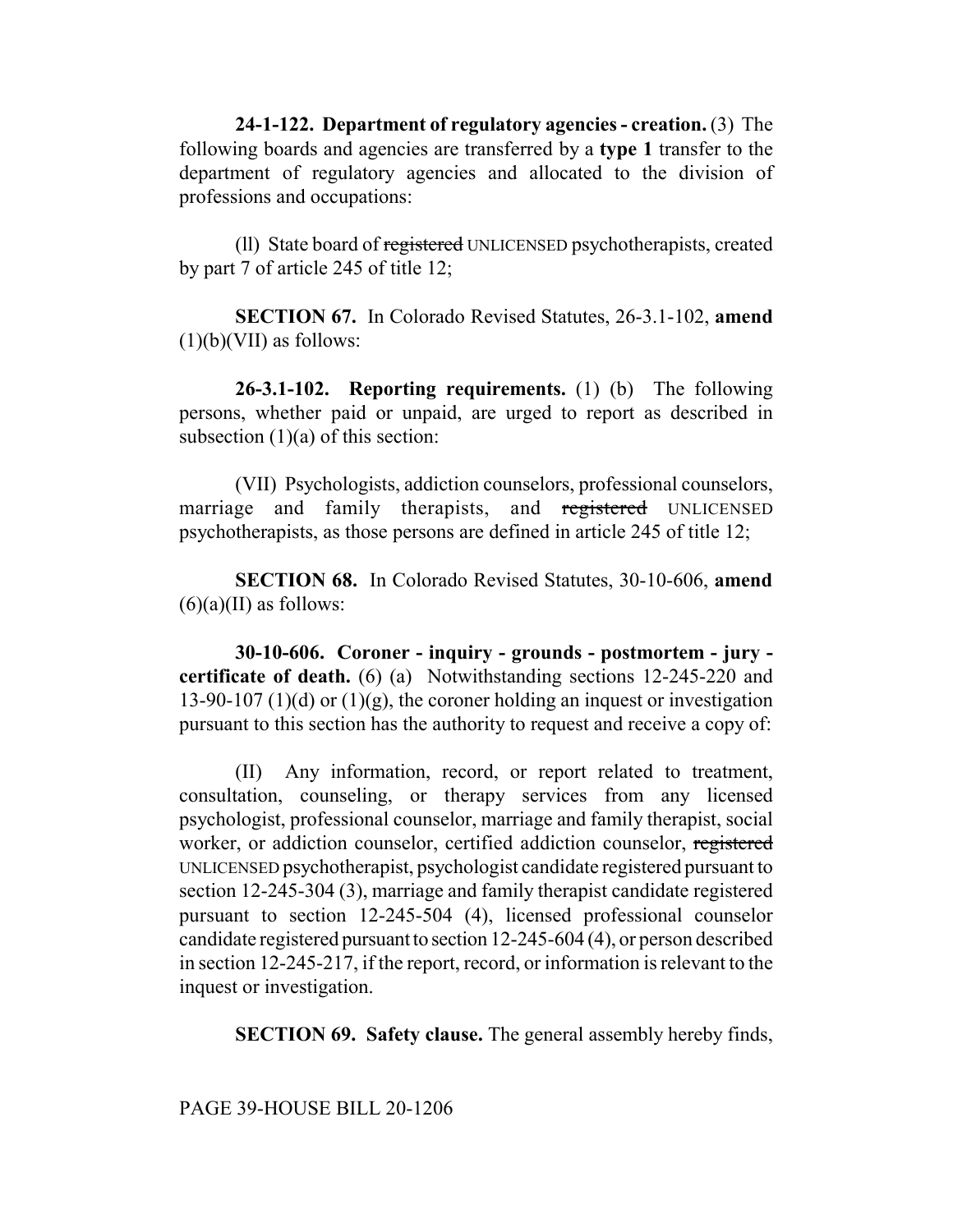**24-1-122. Department of regulatory agencies - creation.** (3) The following boards and agencies are transferred by a **type 1** transfer to the department of regulatory agencies and allocated to the division of professions and occupations:

(ll) State board of ~~registered~~ UNLICENSED psychotherapists, created by part 7 of article 245 of title 12;

**SECTION 67.** In Colorado Revised Statutes, 26-3.1-102, **amend** (1)(b)(VII) as follows:

**26-3.1-102. Reporting requirements.** (1) (b) The following persons, whether paid or unpaid, are urged to report as described in subsection (1)(a) of this section:

(VII) Psychologists, addiction counselors, professional counselors, marriage and family therapists, and ~~registered~~ UNLICENSED psychotherapists, as those persons are defined in article 245 of title 12;

**SECTION 68.** In Colorado Revised Statutes, 30-10-606, **amend** (6)(a)(II) as follows:

**30-10-606. Coroner - inquiry - grounds - postmortem - jury - certificate of death.** (6) (a) Notwithstanding sections 12-245-220 and 13-90-107 (1)(d) or (1)(g), the coroner holding an inquest or investigation pursuant to this section has the authority to request and receive a copy of:

(II) Any information, record, or report related to treatment, consultation, counseling, or therapy services from any licensed psychologist, professional counselor, marriage and family therapist, social worker, or addiction counselor, certified addiction counselor, ~~registered~~ UNLICENSED psychotherapist, psychologist candidate registered pursuant to section 12-245-304 (3), marriage and family therapist candidate registered pursuant to section 12-245-504 (4), licensed professional counselor candidate registered pursuant to section 12-245-604 (4), or person described in section 12-245-217, if the report, record, or information is relevant to the inquest or investigation.

**SECTION 69. Safety clause.** The general assembly hereby finds,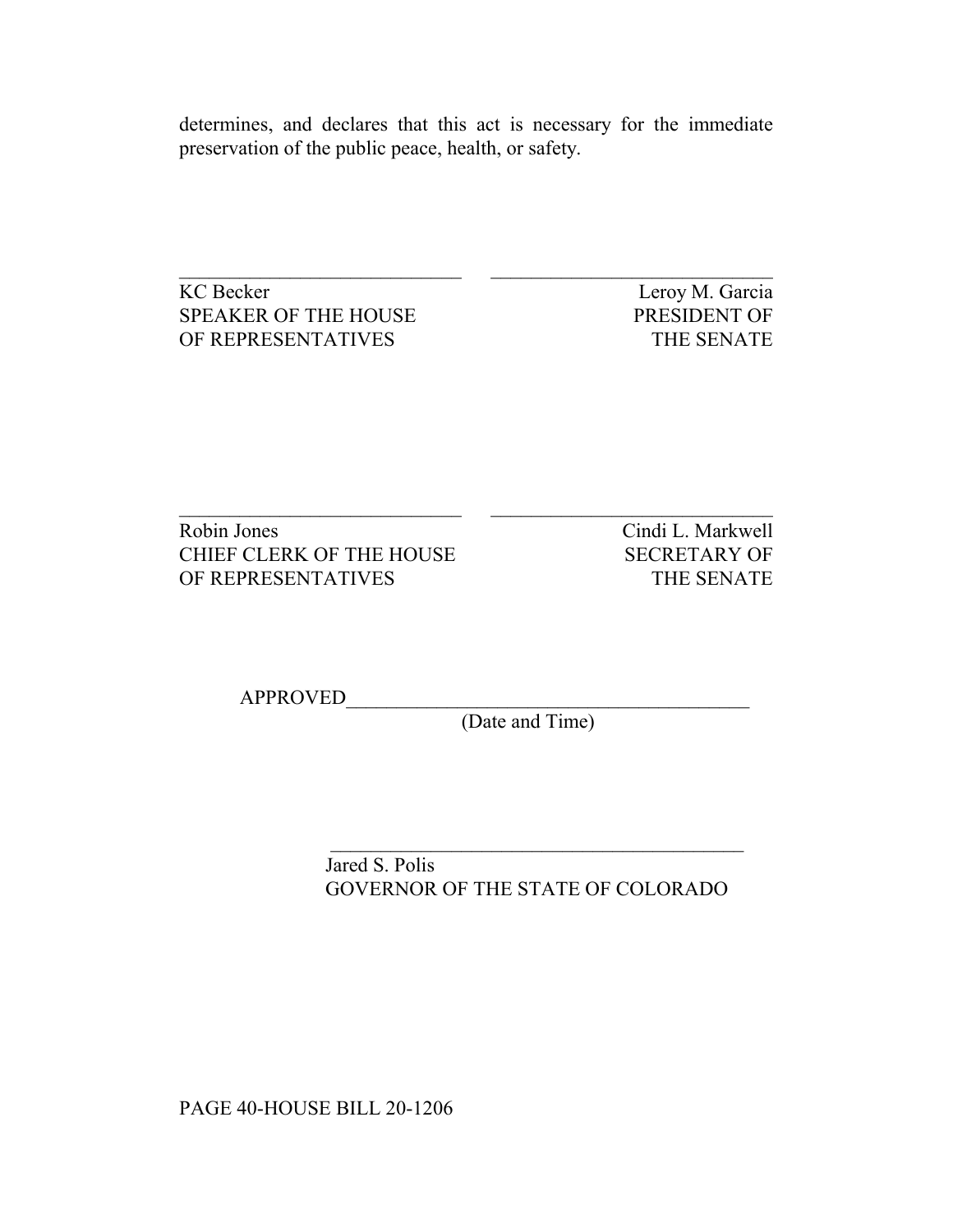determines, and declares that this act is necessary for the immediate preservation of the public peace, health, or safety.

| | |
|---|---|
| \_\_\_\_\_\_\_\_\_\_\_\_\_\_\_\_\_\_\_\_\_\_\_\_\_\_\_\_ | \_\_\_\_\_\_\_\_\_\_\_\_\_\_\_\_\_\_\_\_\_\_\_\_\_\_\_\_ |
| KC Becker | Leroy M. Garcia |
| SPEAKER OF THE HOUSE OF REPRESENTATIVES | PRESIDENT OF THE SENATE |

| | |
|---|---|
| \_\_\_\_\_\_\_\_\_\_\_\_\_\_\_\_\_\_\_\_\_\_\_\_\_\_\_\_ | \_\_\_\_\_\_\_\_\_\_\_\_\_\_\_\_\_\_\_\_\_\_\_\_\_\_\_\_ |
| Robin Jones | Cindi L. Markwell |
| CHIEF CLERK OF THE HOUSE OF REPRESENTATIVES | SECRETARY OF THE SENATE |

APPROVED\_\_\_\_\_\_\_\_\_\_\_\_\_\_\_\_\_\_\_\_\_\_\_\_\_\_\_\_\_\_\_\_\_\_\_\_\_\_\_\_
(Date and Time)

\_\_\_\_\_\_\_\_\_\_\_\_\_\_\_\_\_\_\_\_\_\_\_\_\_\_\_\_\_\_\_\_\_\_\_\_\_\_\_\_\_\_
Jared S. Polis
GOVERNOR OF THE STATE OF COLORADO

PAGE 40-HOUSE BILL 20-1206